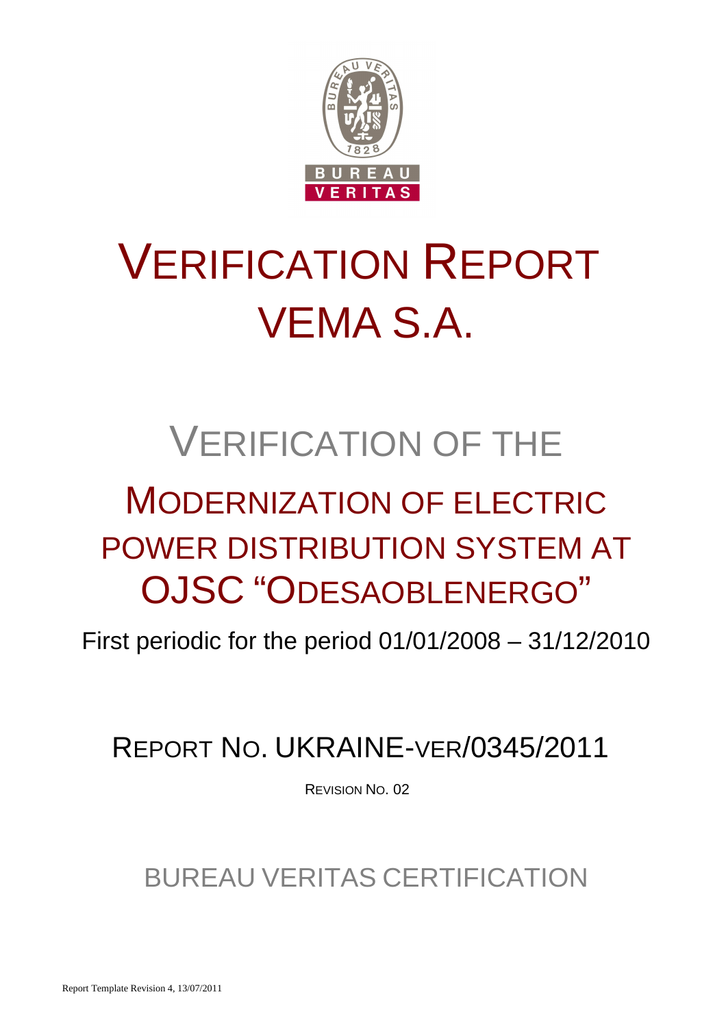# VERIFICATION REPORT
# VEMA S.A.

## VERIFICATION OF THE

## MODERNIZATION OF ELECTRIC POWER DISTRIBUTION SYSTEM AT OJSC "ODESAOBLENERGO"

First periodic for the period 01/01/2008 – 31/12/2010

## REPORT NO. UKRAINE-VER/0345/2011

REVISION NO. 02

BUREAU VERITAS CERTIFICATION

Report Template Revision 4, 13/07/2011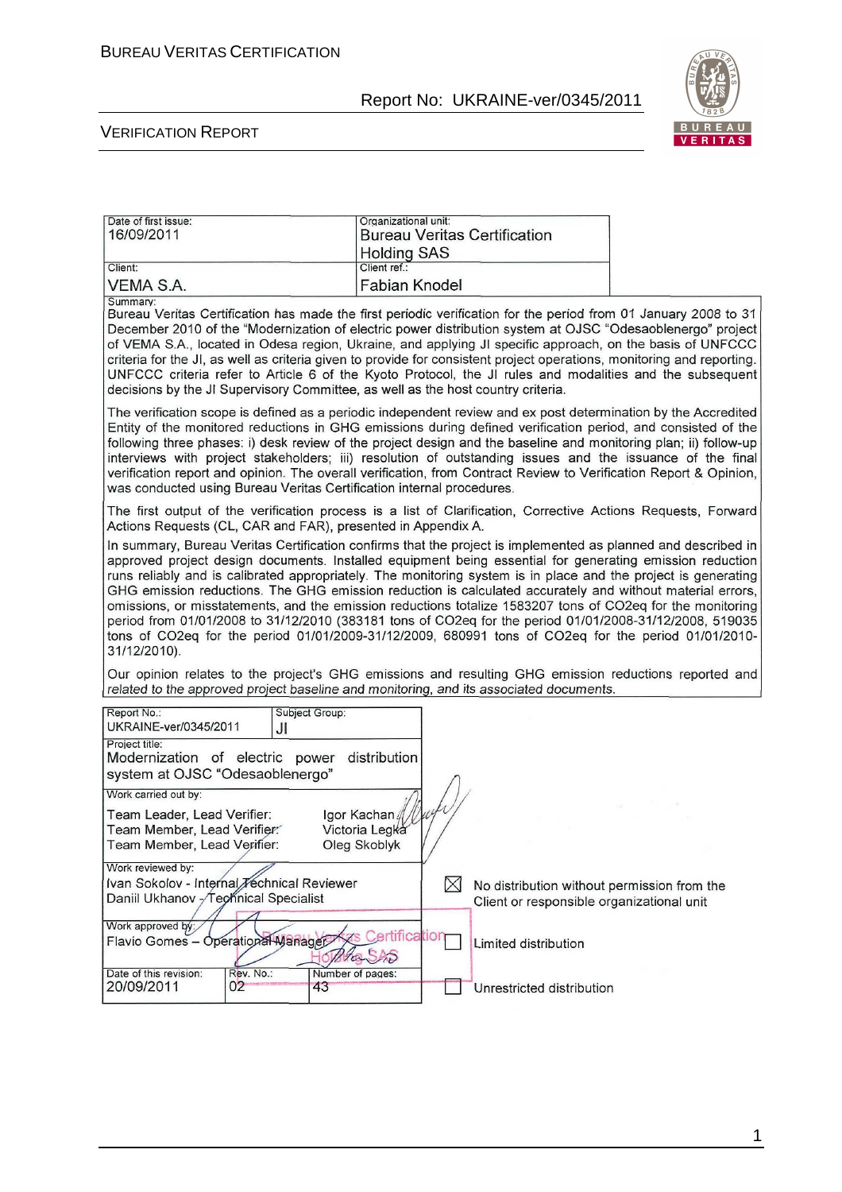| Date of first issue: 16/09/2011 | Organizational unit: Bureau Veritas Certification Holding SAS |
|---|---|
| Client: VEMA S.A. | Client ref.: Fabian Knodel |

Summary:

Bureau Veritas Certification has made the first periodic verification for the period from 01 January 2008 to 31 December 2010 of the "Modernization of electric power distribution system at OJSC "Odesaoblenergo" project of VEMA S.A., located in Odesa region, Ukraine, and applying JI specific approach, on the basis of UNFCCC criteria for the JI, as well as criteria given to provide for consistent project operations, monitoring and reporting. UNFCCC criteria refer to Article 6 of the Kyoto Protocol, the JI rules and modalities and the subsequent decisions by the JI Supervisory Committee, as well as the host country criteria.

The verification scope is defined as a periodic independent review and ex post determination by the Accredited Entity of the monitored reductions in GHG emissions during defined verification period, and consisted of the following three phases: i) desk review of the project design and the baseline and monitoring plan; ii) follow-up interviews with project stakeholders; iii) resolution of outstanding issues and the issuance of the final verification report and opinion. The overall verification, from Contract Review to Verification Report & Opinion, was conducted using Bureau Veritas Certification internal procedures.

The first output of the verification process is a list of Clarification, Corrective Actions Requests, Forward Actions Requests (CL, CAR and FAR), presented in Appendix A.

In summary, Bureau Veritas Certification confirms that the project is implemented as planned and described in approved project design documents. Installed equipment being essential for generating emission reduction runs reliably and is calibrated appropriately. The monitoring system is in place and the project is generating GHG emission reductions. The GHG emission reduction is calculated accurately and without material errors, omissions, or misstatements, and the emission reductions totalize 1583207 tons of CO2eq for the monitoring period from 01/01/2008 to 31/12/2010 (383181 tons of CO2eq for the period 01/01/2008-31/12/2008, 519035 tons of CO2eq for the period 01/01/2009-31/12/2009, 680991 tons of CO2eq for the period 01/01/2010-31/12/2010).

Our opinion relates to the project's GHG emissions and resulting GHG emission reductions reported and related to the approved project baseline and monitoring, and its associated documents.

| Report No.: UKRAINE-ver/0345/2011 | Subject Group: JI | |
|---|---|---|
| Project title: Modernization of electric power distribution system at OJSC "Odesaoblenergo" | | |
| Work carried out by:<br>Team Leader, Lead Verifier: Igor Kachan<br>Team Member, Lead Verifier: Victoria Legka<br>Team Member, Lead Verifier: Oleg Skoblyk | | |
| Work reviewed by:<br>Ivan Sokolov - Internal Technical Reviewer<br>Daniil Ukhanov - Technical Specialist | | ☒ No distribution without permission from the Client or responsible organizational unit |
| Work approved by:<br>Flavio Gomes – Operational Manager | | ☐ Limited distribution |
| Date of this revision: 20/09/2011 | Rev. No.: 02 | Number of pages: 43 | ☐ Unrestricted distribution |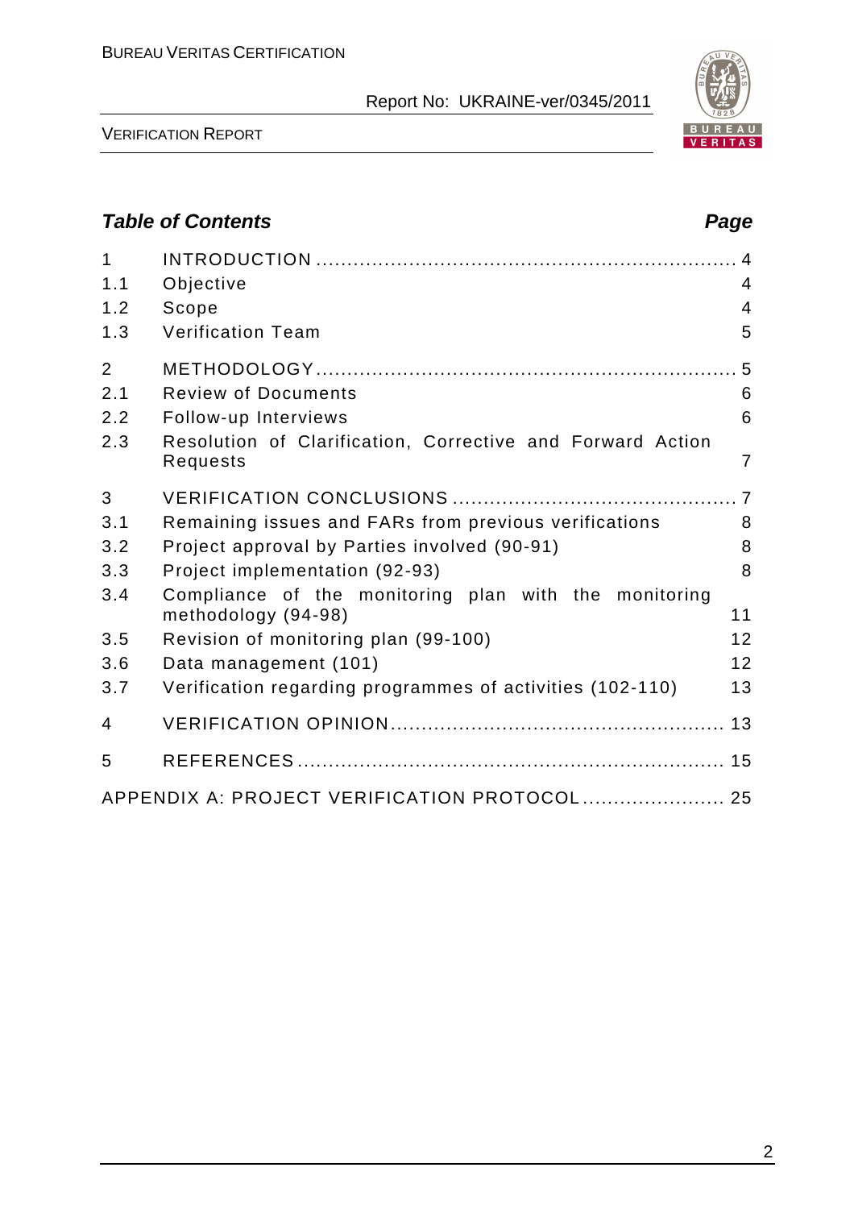## *Table of Contents* *Page*

| | | |
|---|---|---|
| 1 | INTRODUCTION | 4 |
| 1.1 | Objective | 4 |
| 1.2 | Scope | 4 |
| 1.3 | Verification Team | 5 |
| 2 | METHODOLOGY | 5 |
| 2.1 | Review of Documents | 6 |
| 2.2 | Follow-up Interviews | 6 |
| 2.3 | Resolution of Clarification, Corrective and Forward Action Requests | 7 |
| 3 | VERIFICATION CONCLUSIONS | 7 |
| 3.1 | Remaining issues and FARs from previous verifications | 8 |
| 3.2 | Project approval by Parties involved (90-91) | 8 |
| 3.3 | Project implementation (92-93) | 8 |
| 3.4 | Compliance of the monitoring plan with the monitoring methodology (94-98) | 11 |
| 3.5 | Revision of monitoring plan (99-100) | 12 |
| 3.6 | Data management (101) | 12 |
| 3.7 | Verification regarding programmes of activities (102-110) | 13 |
| 4 | VERIFICATION OPINION | 13 |
| 5 | REFERENCES | 15 |
| | APPENDIX A: PROJECT VERIFICATION PROTOCOL | 25 |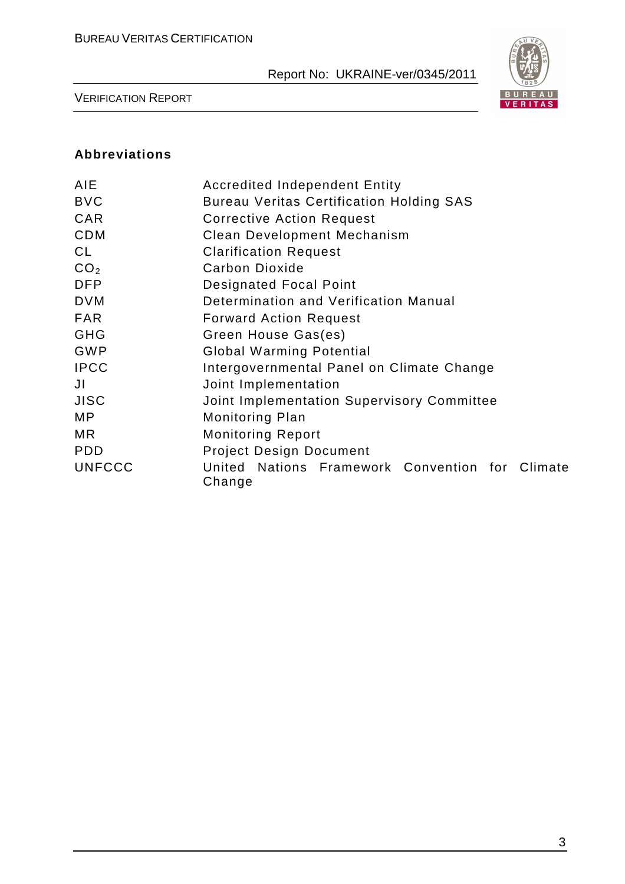## Abbreviations

| | |
|---|---|
| AIE | Accredited Independent Entity |
| BVC | Bureau Veritas Certification Holding SAS |
| CAR | Corrective Action Request |
| CDM | Clean Development Mechanism |
| CL | Clarification Request |
| $CO_2$ | Carbon Dioxide |
| DFP | Designated Focal Point |
| DVM | Determination and Verification Manual |
| FAR | Forward Action Request |
| GHG | Green House Gas(es) |
| GWP | Global Warming Potential |
| IPCC | Intergovernmental Panel on Climate Change |
| JI | Joint Implementation |
| JISC | Joint Implementation Supervisory Committee |
| MP | Monitoring Plan |
| MR | Monitoring Report |
| PDD | Project Design Document |
| UNFCCC | United Nations Framework Convention for Climate Change |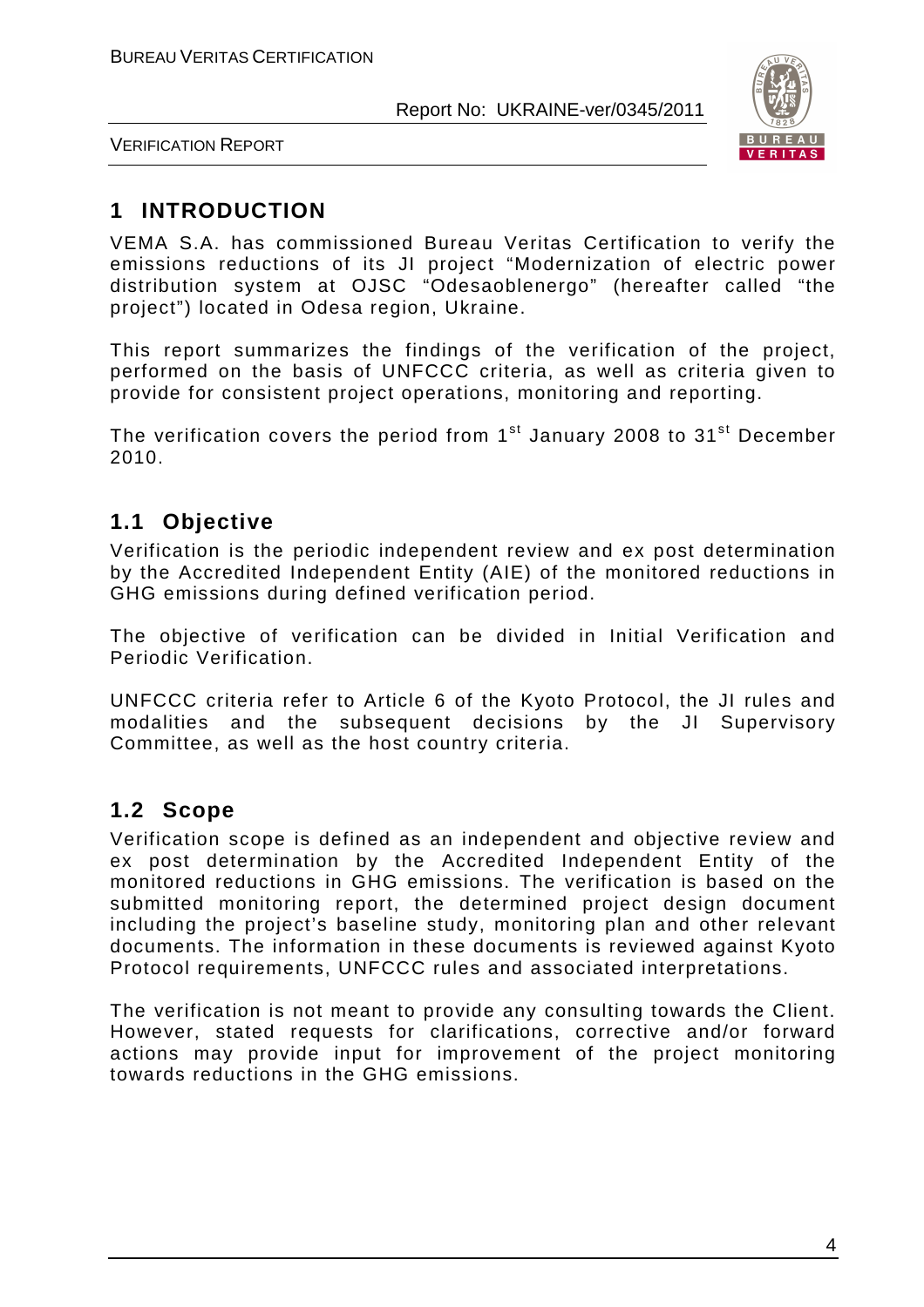# 1 INTRODUCTION

VEMA S.A. has commissioned Bureau Veritas Certification to verify the emissions reductions of its JI project "Modernization of electric power distribution system at OJSC "Odesaoblenergo" (hereafter called "the project") located in Odesa region, Ukraine.

This report summarizes the findings of the verification of the project, performed on the basis of UNFCCC criteria, as well as criteria given to provide for consistent project operations, monitoring and reporting.

The verification covers the period from 1st January 2008 to 31st December 2010.

## 1.1 Objective

Verification is the periodic independent review and ex post determination by the Accredited Independent Entity (AIE) of the monitored reductions in GHG emissions during defined verification period.

The objective of verification can be divided in Initial Verification and Periodic Verification.

UNFCCC criteria refer to Article 6 of the Kyoto Protocol, the JI rules and modalities and the subsequent decisions by the JI Supervisory Committee, as well as the host country criteria.

## 1.2 Scope

Verification scope is defined as an independent and objective review and ex post determination by the Accredited Independent Entity of the monitored reductions in GHG emissions. The verification is based on the submitted monitoring report, the determined project design document including the project's baseline study, monitoring plan and other relevant documents. The information in these documents is reviewed against Kyoto Protocol requirements, UNFCCC rules and associated interpretations.

The verification is not meant to provide any consulting towards the Client. However, stated requests for clarifications, corrective and/or forward actions may provide input for improvement of the project monitoring towards reductions in the GHG emissions.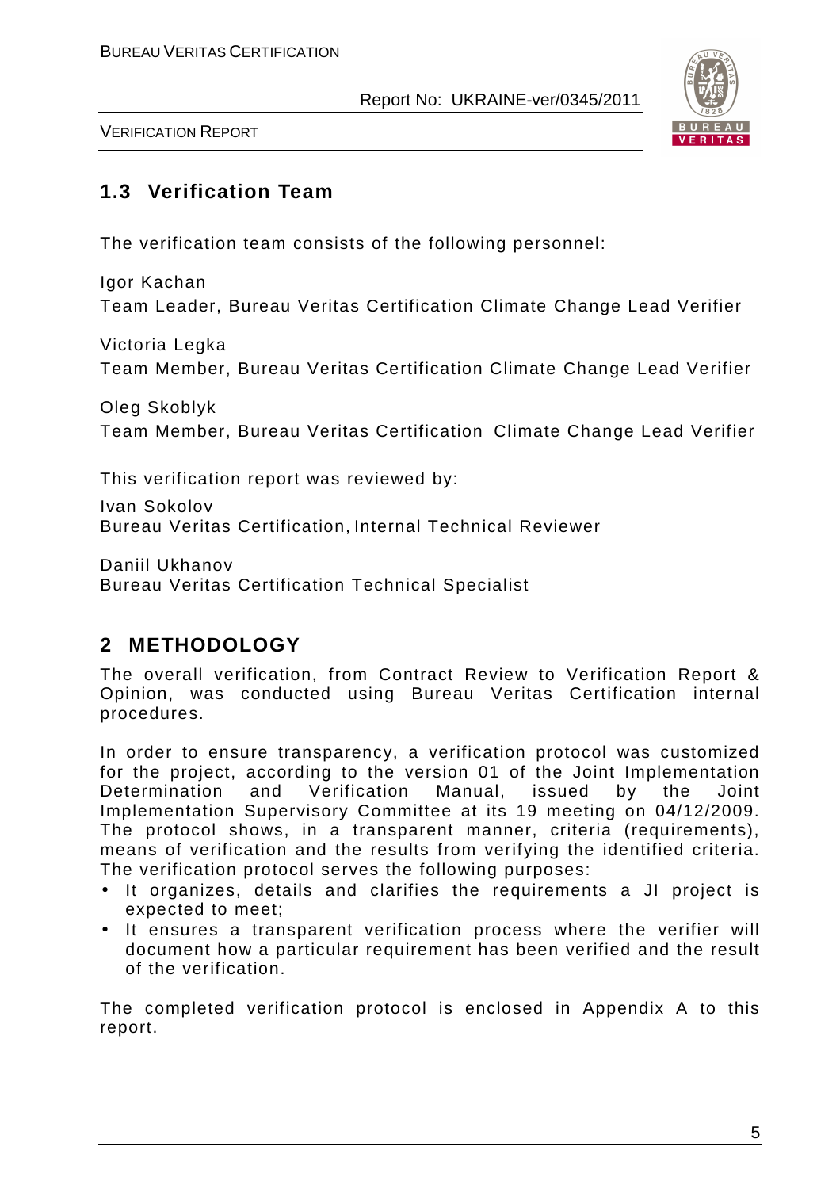## 1.3 Verification Team

The verification team consists of the following personnel:

Igor Kachan
Team Leader, Bureau Veritas Certification Climate Change Lead Verifier

Victoria Legka
Team Member, Bureau Veritas Certification Climate Change Lead Verifier

Oleg Skoblyk
Team Member, Bureau Veritas Certification Climate Change Lead Verifier

This verification report was reviewed by:

Ivan Sokolov
Bureau Veritas Certification, Internal Technical Reviewer

Daniil Ukhanov
Bureau Veritas Certification Technical Specialist

# 2 METHODOLOGY

The overall verification, from Contract Review to Verification Report & Opinion, was conducted using Bureau Veritas Certification internal procedures.

In order to ensure transparency, a verification protocol was customized for the project, according to the version 01 of the Joint Implementation Determination and Verification Manual, issued by the Joint Implementation Supervisory Committee at its 19 meeting on 04/12/2009. The protocol shows, in a transparent manner, criteria (requirements), means of verification and the results from verifying the identified criteria. The verification protocol serves the following purposes:

- It organizes, details and clarifies the requirements a JI project is expected to meet;
- It ensures a transparent verification process where the verifier will document how a particular requirement has been verified and the result of the verification.

The completed verification protocol is enclosed in Appendix A to this report.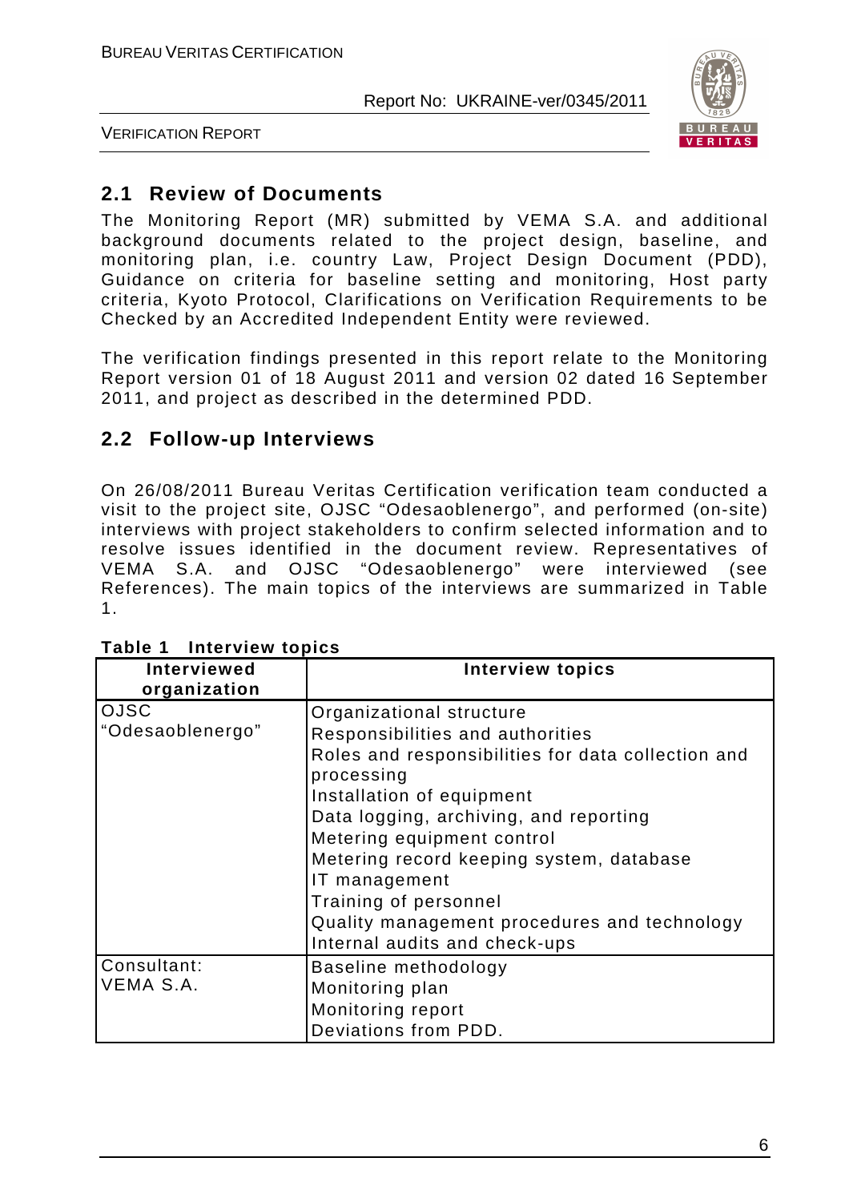## 2.1 Review of Documents

The Monitoring Report (MR) submitted by VEMA S.A. and additional background documents related to the project design, baseline, and monitoring plan, i.e. country Law, Project Design Document (PDD), Guidance on criteria for baseline setting and monitoring, Host party criteria, Kyoto Protocol, Clarifications on Verification Requirements to be Checked by an Accredited Independent Entity were reviewed.

The verification findings presented in this report relate to the Monitoring Report version 01 of 18 August 2011 and version 02 dated 16 September 2011, and project as described in the determined PDD.

## 2.2 Follow-up Interviews

On 26/08/2011 Bureau Veritas Certification verification team conducted a visit to the project site, OJSC "Odesaoblenergo", and performed (on-site) interviews with project stakeholders to confirm selected information and to resolve issues identified in the document review. Representatives of VEMA S.A. and OJSC "Odesaoblenergo" were interviewed (see References). The main topics of the interviews are summarized in Table 1.

**Table 1 Interview topics**

| Interviewed organization | Interview topics |
|---|---|
| OJSC "Odesaoblenergo" | Organizational structure<br>Responsibilities and authorities<br>Roles and responsibilities for data collection and processing<br>Installation of equipment<br>Data logging, archiving, and reporting<br>Metering equipment control<br>Metering record keeping system, database<br>IT management<br>Training of personnel<br>Quality management procedures and technology<br>Internal audits and check-ups |
| Consultant: VEMA S.A. | Baseline methodology<br>Monitoring plan<br>Monitoring report<br>Deviations from PDD. |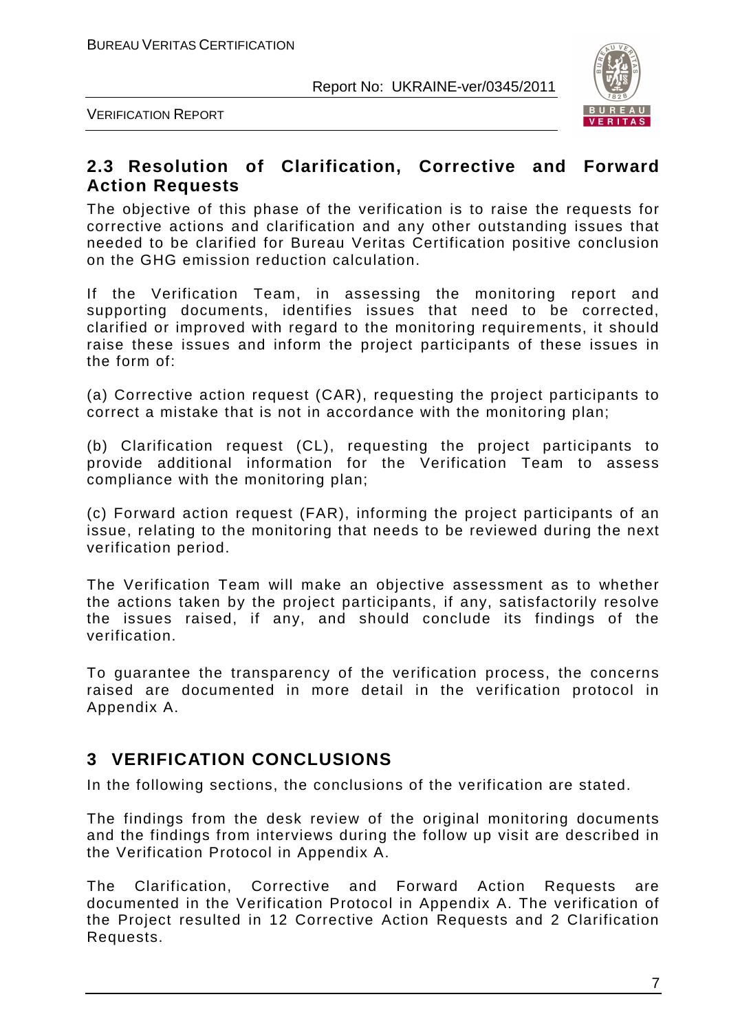## 2.3 Resolution of Clarification, Corrective and Forward Action Requests

The objective of this phase of the verification is to raise the requests for corrective actions and clarification and any other outstanding issues that needed to be clarified for Bureau Veritas Certification positive conclusion on the GHG emission reduction calculation.

If the Verification Team, in assessing the monitoring report and supporting documents, identifies issues that need to be corrected, clarified or improved with regard to the monitoring requirements, it should raise these issues and inform the project participants of these issues in the form of:

(a) Corrective action request (CAR), requesting the project participants to correct a mistake that is not in accordance with the monitoring plan;

(b) Clarification request (CL), requesting the project participants to provide additional information for the Verification Team to assess compliance with the monitoring plan;

(c) Forward action request (FAR), informing the project participants of an issue, relating to the monitoring that needs to be reviewed during the next verification period.

The Verification Team will make an objective assessment as to whether the actions taken by the project participants, if any, satisfactorily resolve the issues raised, if any, and should conclude its findings of the verification.

To guarantee the transparency of the verification process, the concerns raised are documented in more detail in the verification protocol in Appendix A.

# 3 VERIFICATION CONCLUSIONS

In the following sections, the conclusions of the verification are stated.

The findings from the desk review of the original monitoring documents and the findings from interviews during the follow up visit are described in the Verification Protocol in Appendix A.

The Clarification, Corrective and Forward Action Requests are documented in the Verification Protocol in Appendix A. The verification of the Project resulted in 12 Corrective Action Requests and 2 Clarification Requests.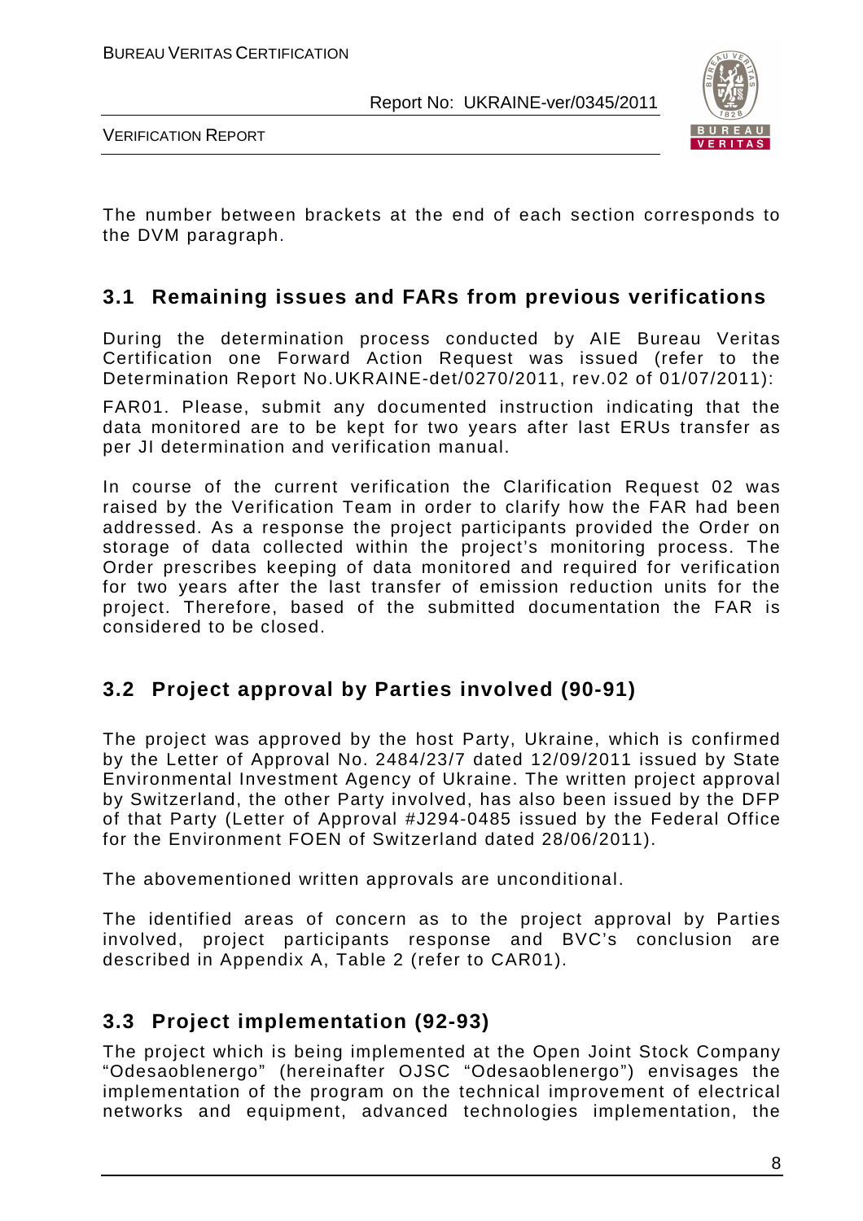The number between brackets at the end of each section corresponds to the DVM paragraph.

## 3.1 Remaining issues and FARs from previous verifications

During the determination process conducted by AIE Bureau Veritas Certification one Forward Action Request was issued (refer to the Determination Report No.UKRAINE-det/0270/2011, rev.02 of 01/07/2011):

FAR01. Please, submit any documented instruction indicating that the data monitored are to be kept for two years after last ERUs transfer as per JI determination and verification manual.

In course of the current verification the Clarification Request 02 was raised by the Verification Team in order to clarify how the FAR had been addressed. As a response the project participants provided the Order on storage of data collected within the project's monitoring process. The Order prescribes keeping of data monitored and required for verification for two years after the last transfer of emission reduction units for the project. Therefore, based of the submitted documentation the FAR is considered to be closed.

## 3.2 Project approval by Parties involved (90-91)

The project was approved by the host Party, Ukraine, which is confirmed by the Letter of Approval No. 2484/23/7 dated 12/09/2011 issued by State Environmental Investment Agency of Ukraine. The written project approval by Switzerland, the other Party involved, has also been issued by the DFP of that Party (Letter of Approval #J294-0485 issued by the Federal Office for the Environment FOEN of Switzerland dated 28/06/2011).

The abovementioned written approvals are unconditional.

The identified areas of concern as to the project approval by Parties involved, project participants response and BVC's conclusion are described in Appendix A, Table 2 (refer to CAR01).

## 3.3 Project implementation (92-93)

The project which is being implemented at the Open Joint Stock Company "Odesaoblenergo" (hereinafter OJSC "Odesaoblenergo") envisages the implementation of the program on the technical improvement of electrical networks and equipment, advanced technologies implementation, the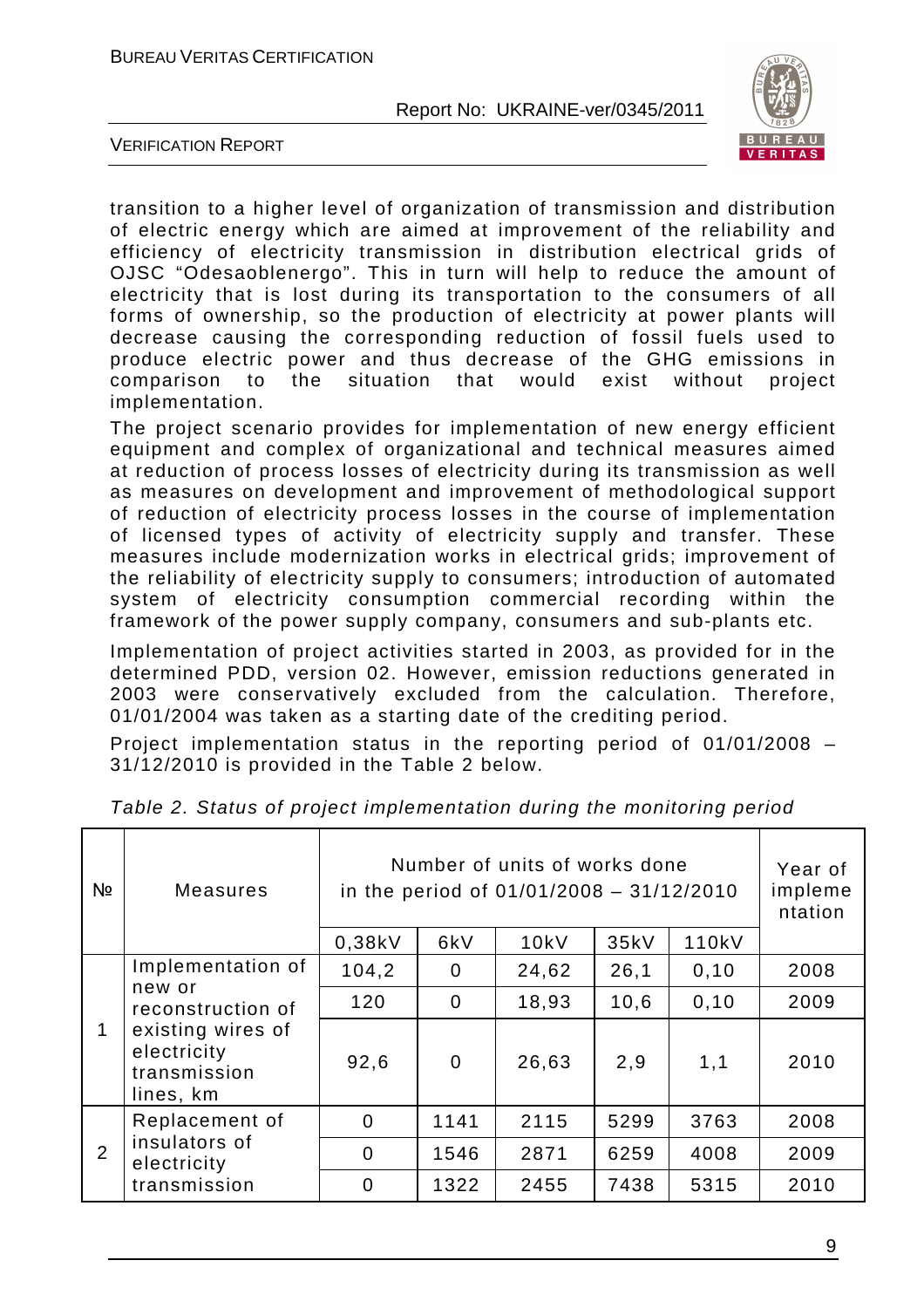transition to a higher level of organization of transmission and distribution of electric energy which are aimed at improvement of the reliability and efficiency of electricity transmission in distribution electrical grids of OJSC "Odesaoblenergo". This in turn will help to reduce the amount of electricity that is lost during its transportation to the consumers of all forms of ownership, so the production of electricity at power plants will decrease causing the corresponding reduction of fossil fuels used to produce electric power and thus decrease of the GHG emissions in comparison to the situation that would exist without project implementation.

The project scenario provides for implementation of new energy efficient equipment and complex of organizational and technical measures aimed at reduction of process losses of electricity during its transmission as well as measures on development and improvement of methodological support of reduction of electricity process losses in the course of implementation of licensed types of activity of electricity supply and transfer. These measures include modernization works in electrical grids; improvement of the reliability of electricity supply to consumers; introduction of automated system of electricity consumption commercial recording within the framework of the power supply company, consumers and sub-plants etc.

Implementation of project activities started in 2003, as provided for in the determined PDD, version 02. However, emission reductions generated in 2003 were conservatively excluded from the calculation. Therefore, 01/01/2004 was taken as a starting date of the crediting period.

Project implementation status in the reporting period of 01/01/2008 – 31/12/2010 is provided in the Table 2 below.

*Table 2. Status of project implementation during the monitoring period*

| № | Measures | Number of units of works done in the period of 01/01/2008 – 31/12/2010 | | | | | Year of implementation |
|---|---|---|---|---|---|---|---|
| | | 0,38kV | 6kV | 10kV | 35kV | 110kV | |
| 1 | Implementation of new or reconstruction of existing wires of electricity transmission lines, km | 104,2 | 0 | 24,62 | 26,1 | 0,10 | 2008 |
| | | 120 | 0 | 18,93 | 10,6 | 0,10 | 2009 |
| | | 92,6 | 0 | 26,63 | 2,9 | 1,1 | 2010 |
| 2 | Replacement of insulators of electricity transmission | 0 | 1141 | 2115 | 5299 | 3763 | 2008 |
| | | 0 | 1546 | 2871 | 6259 | 4008 | 2009 |
| | | 0 | 1322 | 2455 | 7438 | 5315 | 2010 |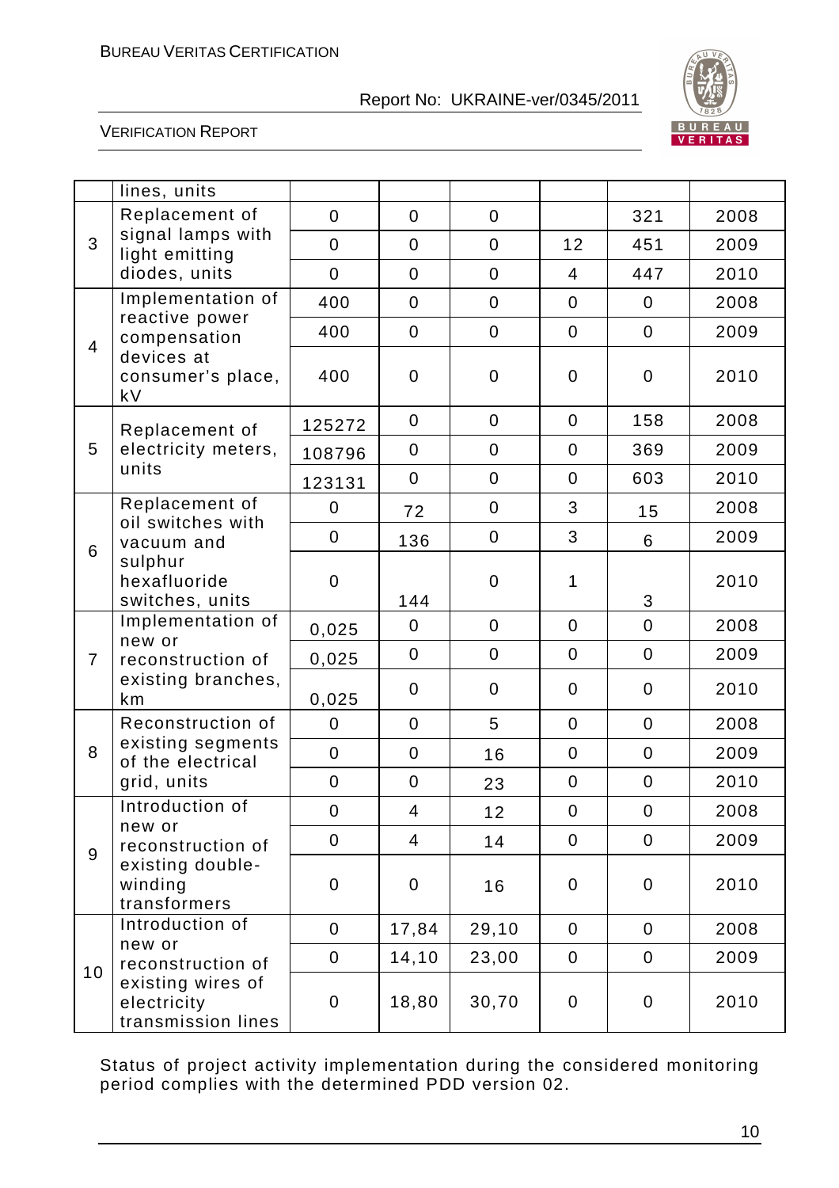| | lines, units | | | | | | |
|---|---|---|---|---|---|---|---|
| 3 | Replacement of signal lamps with light emitting diodes, units | 0 | 0 | 0 | | 321 | 2008 |
| | | 0 | 0 | 0 | 12 | 451 | 2009 |
| | | 0 | 0 | 0 | 4 | 447 | 2010 |
| 4 | Implementation of reactive power compensation devices at consumer's place, kV | 400 | 0 | 0 | 0 | 0 | 2008 |
| | | 400 | 0 | 0 | 0 | 0 | 2009 |
| | | 400 | 0 | 0 | 0 | 0 | 2010 |
| 5 | Replacement of electricity meters, units | 125272 | 0 | 0 | 0 | 158 | 2008 |
| | | 108796 | 0 | 0 | 0 | 369 | 2009 |
| | | 123131 | 0 | 0 | 0 | 603 | 2010 |
| 6 | Replacement of oil switches with vacuum and sulphur hexafluoride switches, units | 0 | 72 | 0 | 3 | 15 | 2008 |
| | | 0 | 136 | 0 | 3 | 6 | 2009 |
| | | 0 | 144 | 0 | 1 | 3 | 2010 |
| 7 | Implementation of new or reconstruction of existing branches, km | 0,025 | 0 | 0 | 0 | 0 | 2008 |
| | | 0,025 | 0 | 0 | 0 | 0 | 2009 |
| | | 0,025 | 0 | 0 | 0 | 0 | 2010 |
| 8 | Reconstruction of existing segments of the electrical grid, units | 0 | 0 | 5 | 0 | 0 | 2008 |
| | | 0 | 0 | 16 | 0 | 0 | 2009 |
| | | 0 | 0 | 23 | 0 | 0 | 2010 |
| 9 | Introduction of new or reconstruction of existing double-winding transformers | 0 | 4 | 12 | 0 | 0 | 2008 |
| | | 0 | 4 | 14 | 0 | 0 | 2009 |
| | | 0 | 0 | 16 | 0 | 0 | 2010 |
| 10 | Introduction of new or reconstruction of existing wires of electricity transmission lines | 0 | 17,84 | 29,10 | 0 | 0 | 2008 |
| | | 0 | 14,10 | 23,00 | 0 | 0 | 2009 |
| | | 0 | 18,80 | 30,70 | 0 | 0 | 2010 |

Status of project activity implementation during the considered monitoring period complies with the determined PDD version 02.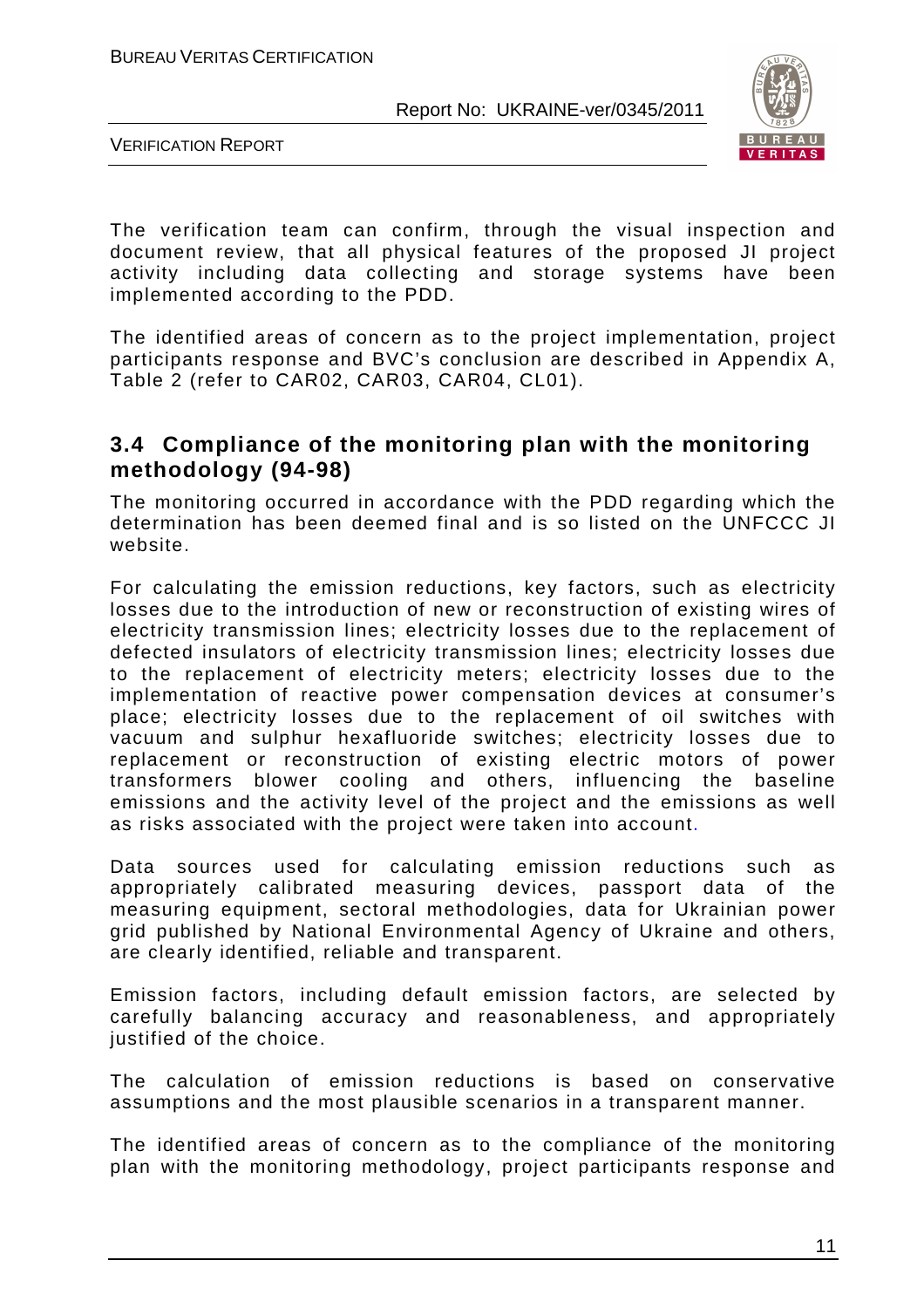The verification team can confirm, through the visual inspection and document review, that all physical features of the proposed JI project activity including data collecting and storage systems have been implemented according to the PDD.

The identified areas of concern as to the project implementation, project participants response and BVC's conclusion are described in Appendix A, Table 2 (refer to CAR02, CAR03, CAR04, CL01).

## 3.4 Compliance of the monitoring plan with the monitoring methodology (94-98)

The monitoring occurred in accordance with the PDD regarding which the determination has been deemed final and is so listed on the UNFCCC JI website.

For calculating the emission reductions, key factors, such as electricity losses due to the introduction of new or reconstruction of existing wires of electricity transmission lines; electricity losses due to the replacement of defected insulators of electricity transmission lines; electricity losses due to the replacement of electricity meters; electricity losses due to the implementation of reactive power compensation devices at consumer's place; electricity losses due to the replacement of oil switches with vacuum and sulphur hexafluoride switches; electricity losses due to replacement or reconstruction of existing electric motors of power transformers blower cooling and others, influencing the baseline emissions and the activity level of the project and the emissions as well as risks associated with the project were taken into account.

Data sources used for calculating emission reductions such as appropriately calibrated measuring devices, passport data of the measuring equipment, sectoral methodologies, data for Ukrainian power grid published by National Environmental Agency of Ukraine and others, are clearly identified, reliable and transparent.

Emission factors, including default emission factors, are selected by carefully balancing accuracy and reasonableness, and appropriately justified of the choice.

The calculation of emission reductions is based on conservative assumptions and the most plausible scenarios in a transparent manner.

The identified areas of concern as to the compliance of the monitoring plan with the monitoring methodology, project participants response and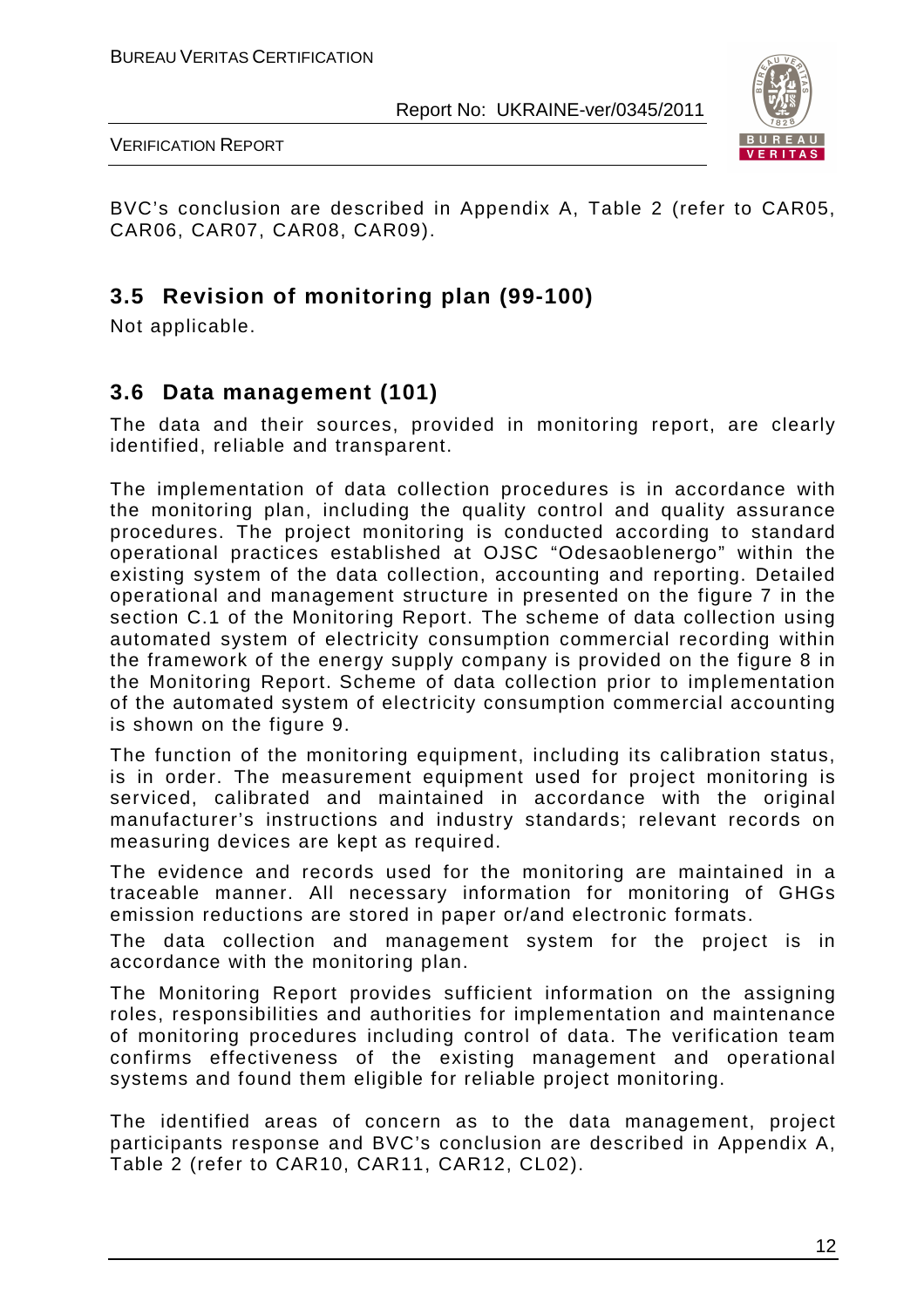BVC's conclusion are described in Appendix A, Table 2 (refer to CAR05, CAR06, CAR07, CAR08, CAR09).

## 3.5 Revision of monitoring plan (99-100)

Not applicable.

## 3.6 Data management (101)

The data and their sources, provided in monitoring report, are clearly identified, reliable and transparent.

The implementation of data collection procedures is in accordance with the monitoring plan, including the quality control and quality assurance procedures. The project monitoring is conducted according to standard operational practices established at OJSC "Odesaoblenergo" within the existing system of the data collection, accounting and reporting. Detailed operational and management structure in presented on the figure 7 in the section C.1 of the Monitoring Report. The scheme of data collection using automated system of electricity consumption commercial recording within the framework of the energy supply company is provided on the figure 8 in the Monitoring Report. Scheme of data collection prior to implementation of the automated system of electricity consumption commercial accounting is shown on the figure 9.

The function of the monitoring equipment, including its calibration status, is in order. The measurement equipment used for project monitoring is serviced, calibrated and maintained in accordance with the original manufacturer's instructions and industry standards; relevant records on measuring devices are kept as required.

The evidence and records used for the monitoring are maintained in a traceable manner. All necessary information for monitoring of GHGs emission reductions are stored in paper or/and electronic formats.

The data collection and management system for the project is in accordance with the monitoring plan.

The Monitoring Report provides sufficient information on the assigning roles, responsibilities and authorities for implementation and maintenance of monitoring procedures including control of data. The verification team confirms effectiveness of the existing management and operational systems and found them eligible for reliable project monitoring.

The identified areas of concern as to the data management, project participants response and BVC's conclusion are described in Appendix A, Table 2 (refer to CAR10, CAR11, CAR12, CL02).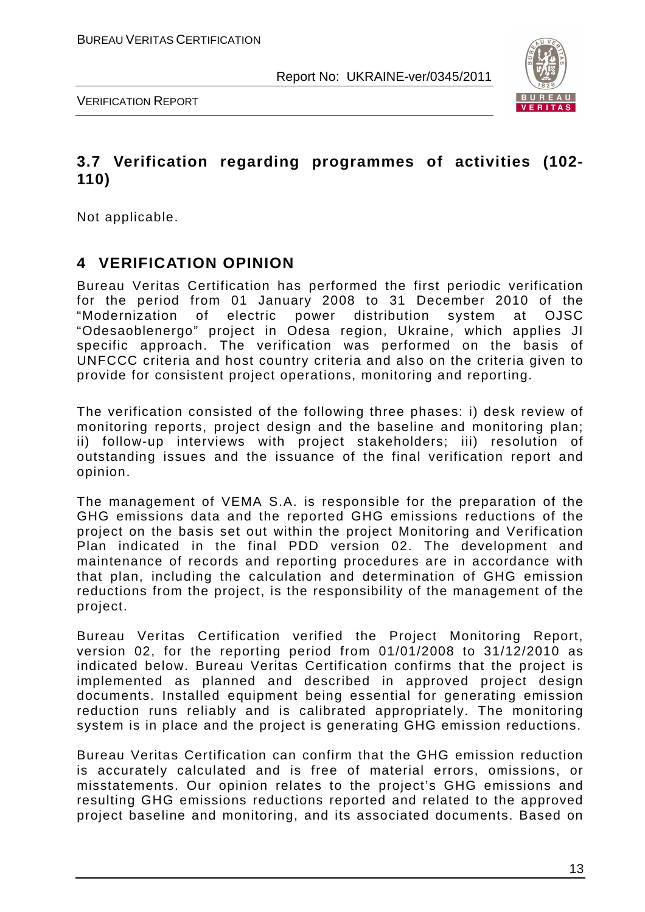## 3.7 Verification regarding programmes of activities (102-110)

Not applicable.

# 4 VERIFICATION OPINION

Bureau Veritas Certification has performed the first periodic verification for the period from 01 January 2008 to 31 December 2010 of the "Modernization of electric power distribution system at OJSC "Odesaoblenergo" project in Odesa region, Ukraine, which applies JI specific approach. The verification was performed on the basis of UNFCCC criteria and host country criteria and also on the criteria given to provide for consistent project operations, monitoring and reporting.

The verification consisted of the following three phases: i) desk review of monitoring reports, project design and the baseline and monitoring plan; ii) follow-up interviews with project stakeholders; iii) resolution of outstanding issues and the issuance of the final verification report and opinion.

The management of VEMA S.A. is responsible for the preparation of the GHG emissions data and the reported GHG emissions reductions of the project on the basis set out within the project Monitoring and Verification Plan indicated in the final PDD version 02. The development and maintenance of records and reporting procedures are in accordance with that plan, including the calculation and determination of GHG emission reductions from the project, is the responsibility of the management of the project.

Bureau Veritas Certification verified the Project Monitoring Report, version 02, for the reporting period from 01/01/2008 to 31/12/2010 as indicated below. Bureau Veritas Certification confirms that the project is implemented as planned and described in approved project design documents. Installed equipment being essential for generating emission reduction runs reliably and is calibrated appropriately. The monitoring system is in place and the project is generating GHG emission reductions.

Bureau Veritas Certification can confirm that the GHG emission reduction is accurately calculated and is free of material errors, omissions, or misstatements. Our opinion relates to the project's GHG emissions and resulting GHG emissions reductions reported and related to the approved project baseline and monitoring, and its associated documents. Based on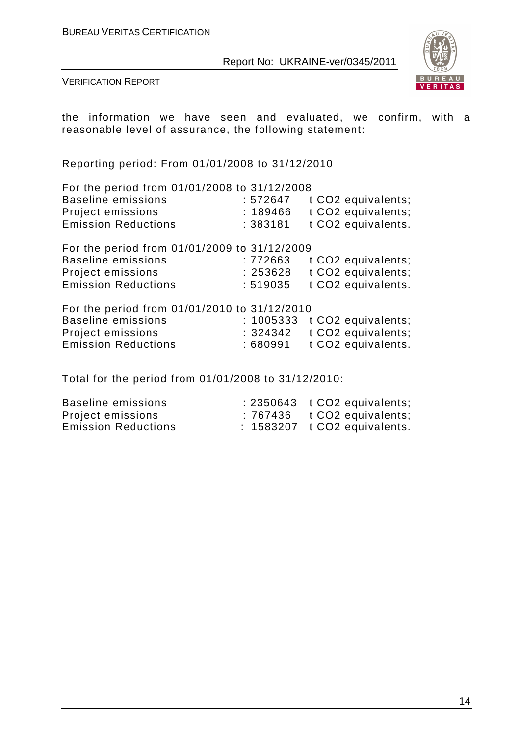the information we have seen and evaluated, we confirm, with a reasonable level of assurance, the following statement:

Reporting period: From 01/01/2008 to 31/12/2010

For the period from 01/01/2008 to 31/12/2008

| | | |
|---|---|---|
| Baseline emissions | : 572647 | t $CO_2$ equivalents; |
| Project emissions | : 189466 | t $CO_2$ equivalents; |
| Emission Reductions | : 383181 | t $CO_2$ equivalents. |

For the period from 01/01/2009 to 31/12/2009

| | | |
|---|---|---|
| Baseline emissions | : 772663 | t $CO_2$ equivalents; |
| Project emissions | : 253628 | t $CO_2$ equivalents; |
| Emission Reductions | : 519035 | t $CO_2$ equivalents. |

For the period from 01/01/2010 to 31/12/2010

| | | |
|---|---|---|
| Baseline emissions | : 1005333 | t $CO_2$ equivalents; |
| Project emissions | : 324342 | t $CO_2$ equivalents; |
| Emission Reductions | : 680991 | t $CO_2$ equivalents. |

Total for the period from 01/01/2008 to 31/12/2010:

| | | |
|---|---|---|
| Baseline emissions | : 2350643 | t $CO_2$ equivalents; |
| Project emissions | : 767436 | t $CO_2$ equivalents; |
| Emission Reductions | : 1583207 | t $CO_2$ equivalents. |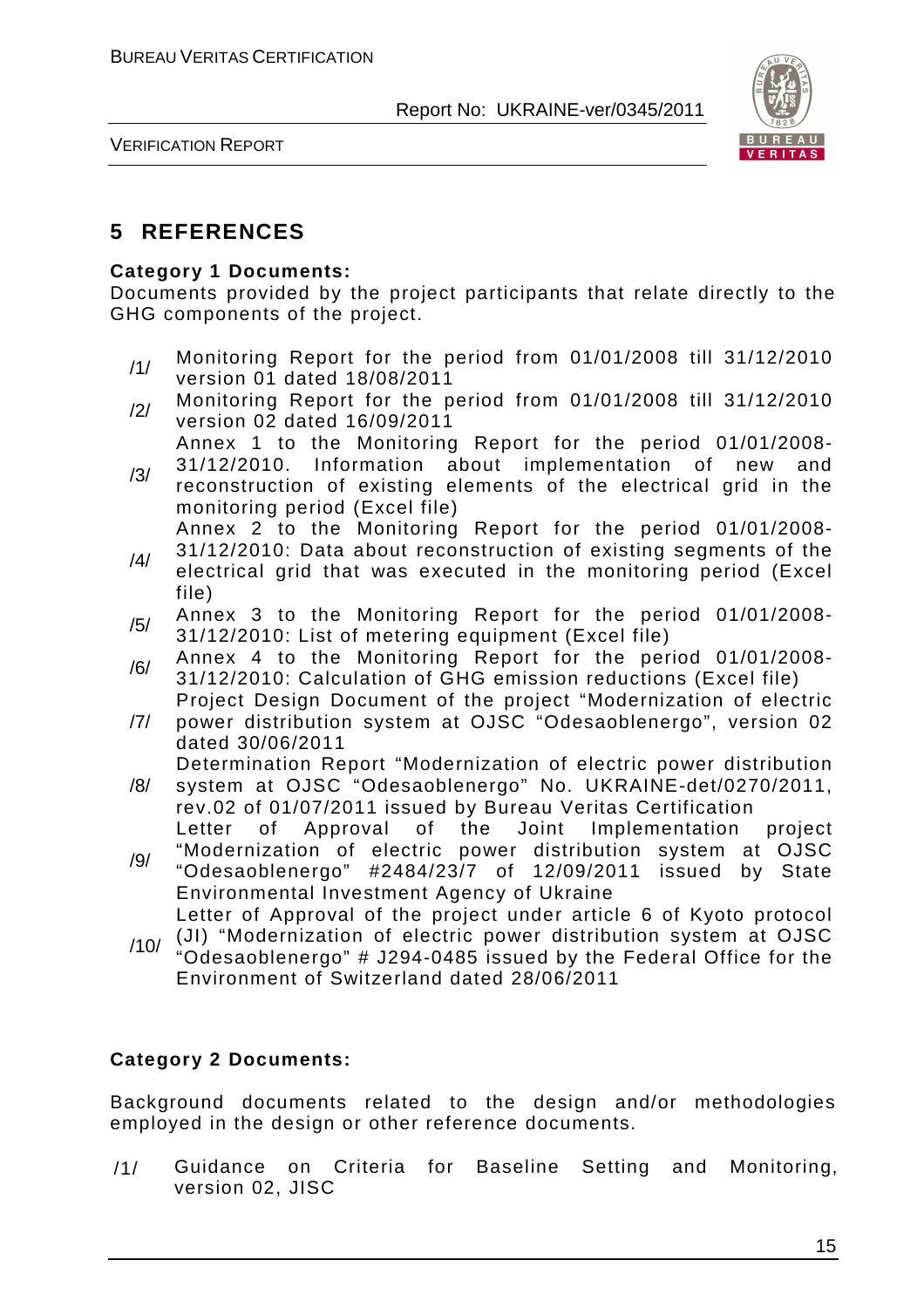# 5 REFERENCES

**Category 1 Documents:**

Documents provided by the project participants that relate directly to the GHG components of the project.

/1/ Monitoring Report for the period from 01/01/2008 till 31/12/2010 version 01 dated 18/08/2011

/2/ Monitoring Report for the period from 01/01/2008 till 31/12/2010 version 02 dated 16/09/2011

/3/ Annex 1 to the Monitoring Report for the period 01/01/2008-31/12/2010. Information about implementation of new and reconstruction of existing elements of the electrical grid in the monitoring period (Excel file)

/4/ Annex 2 to the Monitoring Report for the period 01/01/2008-31/12/2010: Data about reconstruction of existing segments of the electrical grid that was executed in the monitoring period (Excel file)

/5/ Annex 3 to the Monitoring Report for the period 01/01/2008-31/12/2010: List of metering equipment (Excel file)

/6/ Annex 4 to the Monitoring Report for the period 01/01/2008-31/12/2010: Calculation of GHG emission reductions (Excel file)

/7/ Project Design Document of the project "Modernization of electric power distribution system at OJSC "Odesaoblenergo", version 02 dated 30/06/2011

/8/ Determination Report "Modernization of electric power distribution system at OJSC "Odesaoblenergo" No. UKRAINE-det/0270/2011, rev.02 of 01/07/2011 issued by Bureau Veritas Certification

/9/ Letter of Approval of the Joint Implementation project "Modernization of electric power distribution system at OJSC "Odesaoblenergo" #2484/23/7 of 12/09/2011 issued by State Environmental Investment Agency of Ukraine

/10/ Letter of Approval of the project under article 6 of Kyoto protocol (JI) "Modernization of electric power distribution system at OJSC "Odesaoblenergo" # J294-0485 issued by the Federal Office for the Environment of Switzerland dated 28/06/2011

**Category 2 Documents:**

Background documents related to the design and/or methodologies employed in the design or other reference documents.

/1/ Guidance on Criteria for Baseline Setting and Monitoring, version 02, JISC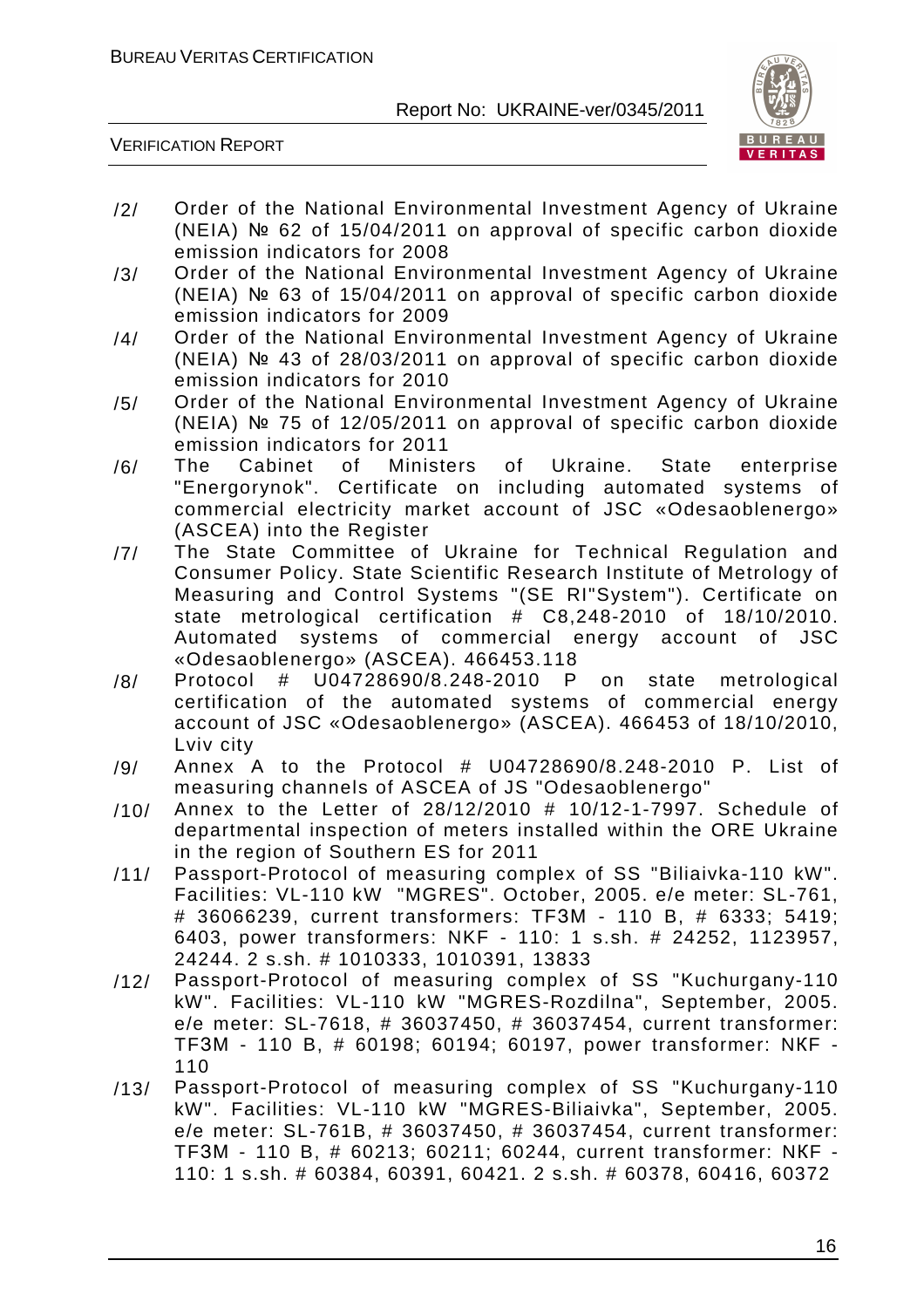/2/ Order of the National Environmental Investment Agency of Ukraine (NEIA) № 62 of 15/04/2011 on approval of specific carbon dioxide emission indicators for 2008

/3/ Order of the National Environmental Investment Agency of Ukraine (NEIA) № 63 of 15/04/2011 on approval of specific carbon dioxide emission indicators for 2009

/4/ Order of the National Environmental Investment Agency of Ukraine (NEIA) № 43 of 28/03/2011 on approval of specific carbon dioxide emission indicators for 2010

/5/ Order of the National Environmental Investment Agency of Ukraine (NEIA) № 75 of 12/05/2011 on approval of specific carbon dioxide emission indicators for 2011

/6/ The Cabinet of Ministers of Ukraine. State enterprise "Energorynok". Certificate on including automated systems of commercial electricity market account of JSC «Odesaoblenergo» (ASCEA) into the Register

/7/ The State Committee of Ukraine for Technical Regulation and Consumer Policy. State Scientific Research Institute of Metrology of Measuring and Control Systems "(SE RI"System"). Certificate on state metrological certification # C8,248-2010 of 18/10/2010. Automated systems of commercial energy account of JSC «Odesaoblenergo» (ASCEA). 466453.118

/8/ Protocol # U04728690/8.248-2010 P on state metrological certification of the automated systems of commercial energy account of JSC «Odesaoblenergo» (ASCEA). 466453 of 18/10/2010, Lviv city

/9/ Annex A to the Protocol # U04728690/8.248-2010 P. List of measuring channels of ASCEA of JS "Odesaoblenergo"

/10/ Annex to the Letter of 28/12/2010 # 10/12-1-7997. Schedule of departmental inspection of meters installed within the ORE Ukraine in the region of Southern ES for 2011

/11/ Passport-Protocol of measuring complex of SS "Biliaivka-110 kW". Facilities: VL-110 kW "MGRES". October, 2005. e/e meter: SL-761, # 36066239, current transformers: TF3M - 110 B, # 6333; 5419; 6403, power transformers: NKF - 110: 1 s.sh. # 24252, 1123957, 24244. 2 s.sh. # 1010333, 1010391, 13833

/12/ Passport-Protocol of measuring complex of SS "Kuchurgany-110 kW". Facilities: VL-110 kW "MGRES-Rozdilna", September, 2005. e/e meter: SL-7618, # 36037450, # 36037454, current transformer: TF3M - 110 B, # 60198; 60194; 60197, power transformer: NKF - 110

/13/ Passport-Protocol of measuring complex of SS "Kuchurgany-110 kW". Facilities: VL-110 kW "MGRES-Biliaivka", September, 2005. e/e meter: SL-761B, # 36037450, # 36037454, current transformer: TF3M - 110 B, # 60213; 60211; 60244, current transformer: NKF - 110: 1 s.sh. # 60384, 60391, 60421. 2 s.sh. # 60378, 60416, 60372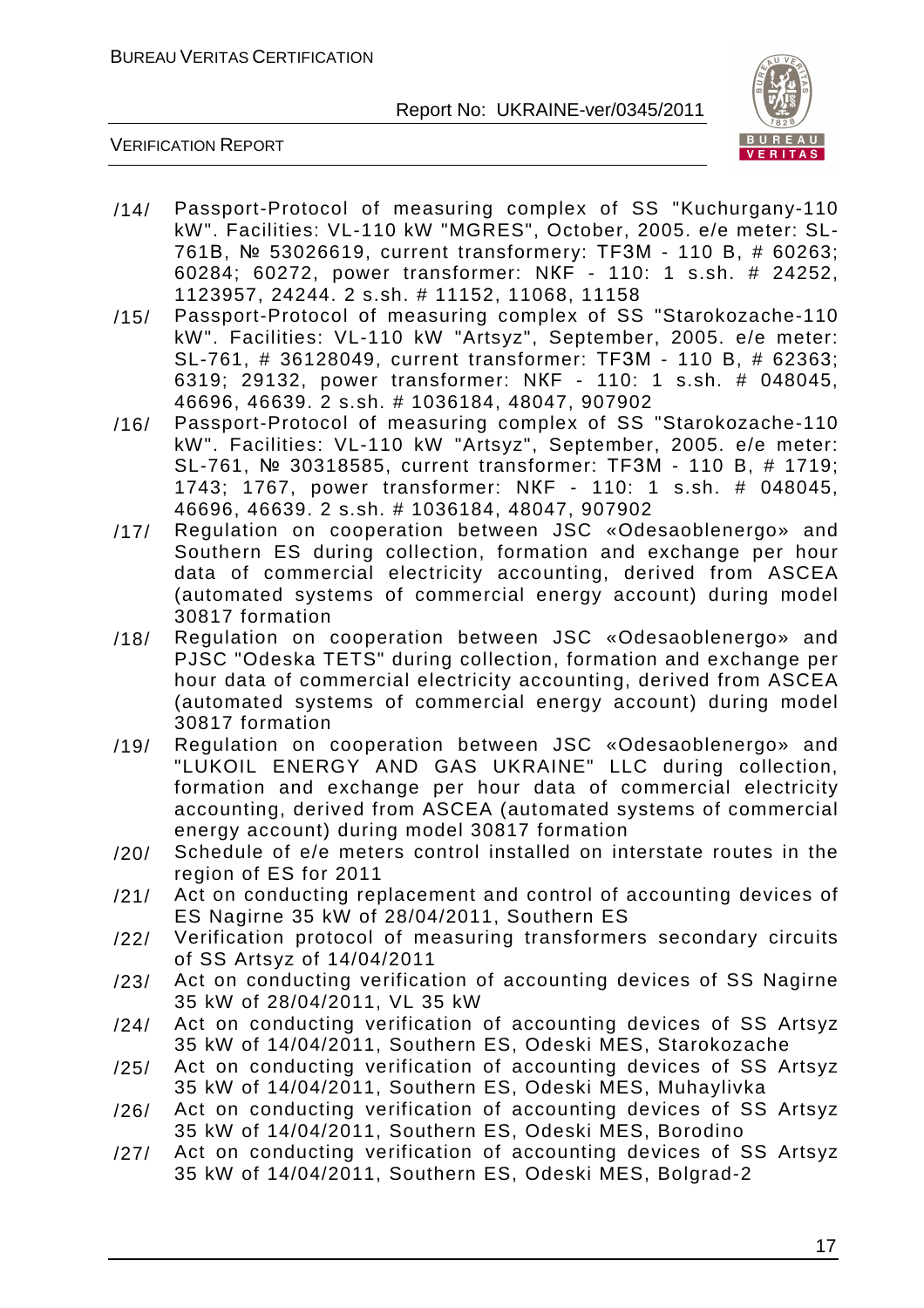/14/ Passport-Protocol of measuring complex of SS "Kuchurgany-110 kW". Facilities: VL-110 kW "MGRES", October, 2005. e/e meter: SL-761B, № 53026619, current transformery: TF3M - 110 B, # 60263; 60284; 60272, power transformer: NKF - 110: 1 s.sh. # 24252, 1123957, 24244. 2 s.sh. # 11152, 11068, 11158

/15/ Passport-Protocol of measuring complex of SS "Starokozache-110 kW". Facilities: VL-110 kW "Artsyz", September, 2005. e/e meter: SL-761, # 36128049, current transformer: TF3M - 110 B, # 62363; 6319; 29132, power transformer: NKF - 110: 1 s.sh. # 048045, 46696, 46639. 2 s.sh. # 1036184, 48047, 907902

/16/ Passport-Protocol of measuring complex of SS "Starokozache-110 kW". Facilities: VL-110 kW "Artsyz", September, 2005. e/e meter: SL-761, № 30318585, current transformer: TF3M - 110 B, # 1719; 1743; 1767, power transformer: NKF - 110: 1 s.sh. # 048045, 46696, 46639. 2 s.sh. # 1036184, 48047, 907902

/17/ Regulation on cooperation between JSC «Odesaoblenergo» and Southern ES during collection, formation and exchange per hour data of commercial electricity accounting, derived from ASCEA (automated systems of commercial energy account) during model 30817 formation

/18/ Regulation on cooperation between JSC «Odesaoblenergo» and PJSC "Odeska TETS" during collection, formation and exchange per hour data of commercial electricity accounting, derived from ASCEA (automated systems of commercial energy account) during model 30817 formation

/19/ Regulation on cooperation between JSC «Odesaoblenergo» and "LUKOIL ENERGY AND GAS UKRAINE" LLC during collection, formation and exchange per hour data of commercial electricity accounting, derived from ASCEA (automated systems of commercial energy account) during model 30817 formation

/20/ Schedule of e/e meters control installed on interstate routes in the region of ES for 2011

/21/ Act on conducting replacement and control of accounting devices of ES Nagirne 35 kW of 28/04/2011, Southern ES

/22/ Verification protocol of measuring transformers secondary circuits of SS Artsyz of 14/04/2011

/23/ Act on conducting verification of accounting devices of SS Nagirne 35 kW of 28/04/2011, VL 35 kW

/24/ Act on conducting verification of accounting devices of SS Artsyz 35 kW of 14/04/2011, Southern ES, Odeski MES, Starokozache

/25/ Act on conducting verification of accounting devices of SS Artsyz 35 kW of 14/04/2011, Southern ES, Odeski MES, Muhaylivka

/26/ Act on conducting verification of accounting devices of SS Artsyz 35 kW of 14/04/2011, Southern ES, Odeski MES, Borodino

/27/ Act on conducting verification of accounting devices of SS Artsyz 35 kW of 14/04/2011, Southern ES, Odeski MES, Bolgrad-2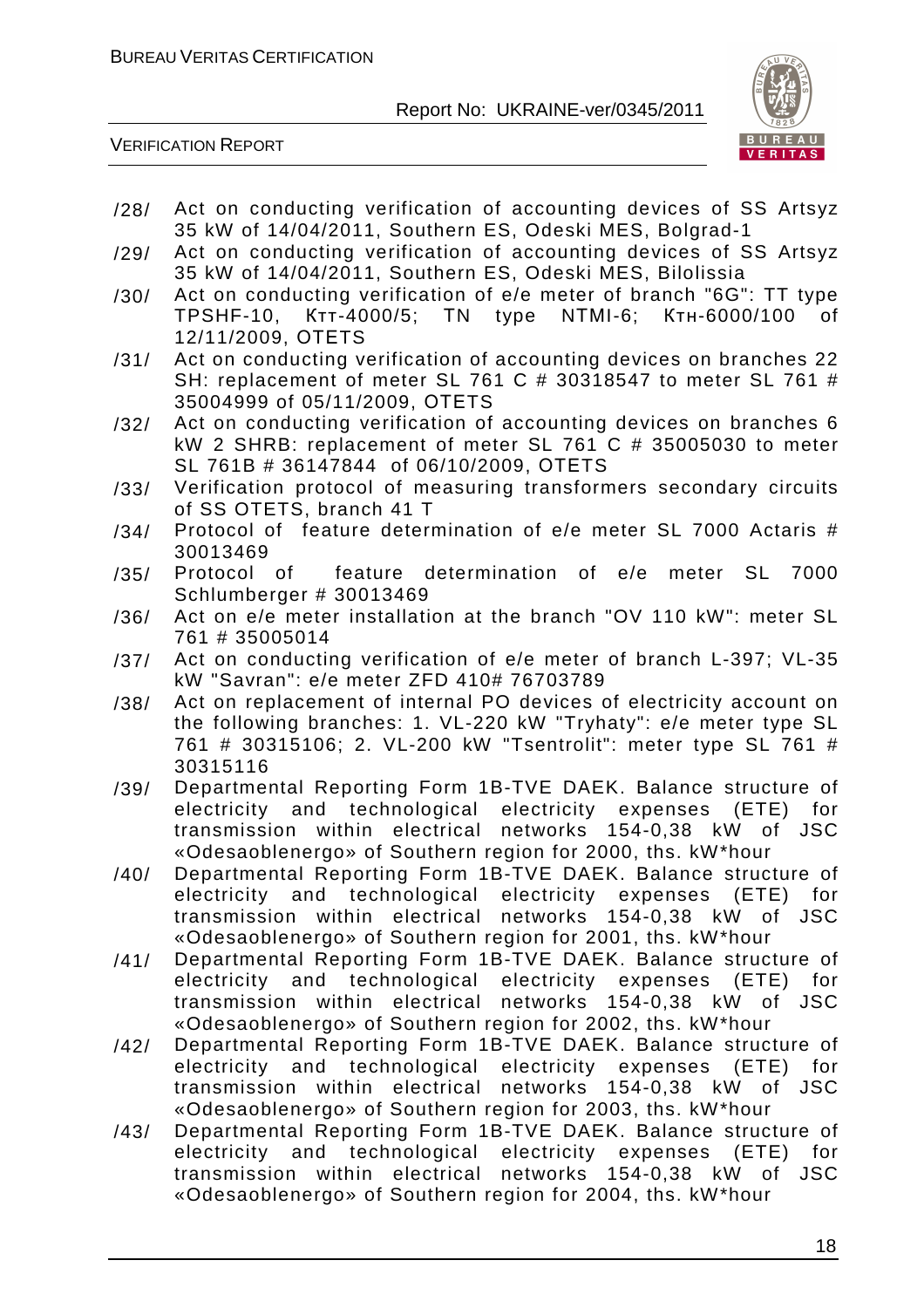/28/ Act on conducting verification of accounting devices of SS Artsyz 35 kW of 14/04/2011, Southern ES, Odeski MES, Bolgrad-1

/29/ Act on conducting verification of accounting devices of SS Artsyz 35 kW of 14/04/2011, Southern ES, Odeski MES, Bilolissia

/30/ Act on conducting verification of e/e meter of branch "6G": TT type TPSHF-10, Ктт-4000/5; TN type NTMI-6; Ктн-6000/100 of 12/11/2009, OTETS

/31/ Act on conducting verification of accounting devices on branches 22 SH: replacement of meter SL 761 C # 30318547 to meter SL 761 # 35004999 of 05/11/2009, OTETS

/32/ Act on conducting verification of accounting devices on branches 6 kW 2 SHRB: replacement of meter SL 761 C # 35005030 to meter SL 761B # 36147844 of 06/10/2009, OTETS

/33/ Verification protocol of measuring transformers secondary circuits of SS OTETS, branch 41 T

/34/ Protocol of feature determination of e/e meter SL 7000 Actaris # 30013469

/35/ Protocol of feature determination of e/e meter SL 7000 Schlumberger # 30013469

/36/ Act on e/e meter installation at the branch "OV 110 kW": meter SL 761 # 35005014

/37/ Act on conducting verification of e/e meter of branch L-397; VL-35 kW "Savran": e/e meter ZFD 410# 76703789

/38/ Act on replacement of internal PO devices of electricity account on the following branches: 1. VL-220 kW "Tryhaty": e/e meter type SL 761 # 30315106; 2. VL-200 kW "Tsentrolit": meter type SL 761 # 30315116

/39/ Departmental Reporting Form 1B-TVE DAEK. Balance structure of electricity and technological electricity expenses (ETE) for transmission within electrical networks 154-0,38 kW of JSC «Odesaoblenergo» of Southern region for 2000, ths. kW*hour

/40/ Departmental Reporting Form 1B-TVE DAEK. Balance structure of electricity and technological electricity expenses (ETE) for transmission within electrical networks 154-0,38 kW of JSC «Odesaoblenergo» of Southern region for 2001, ths. kW*hour

/41/ Departmental Reporting Form 1B-TVE DAEK. Balance structure of electricity and technological electricity expenses (ETE) for transmission within electrical networks 154-0,38 kW of JSC «Odesaoblenergo» of Southern region for 2002, ths. kW*hour

/42/ Departmental Reporting Form 1B-TVE DAEK. Balance structure of electricity and technological electricity expenses (ETE) for transmission within electrical networks 154-0,38 kW of JSC «Odesaoblenergo» of Southern region for 2003, ths. kW*hour

/43/ Departmental Reporting Form 1B-TVE DAEK. Balance structure of electricity and technological electricity expenses (ETE) for transmission within electrical networks 154-0,38 kW of JSC «Odesaoblenergo» of Southern region for 2004, ths. kW*hour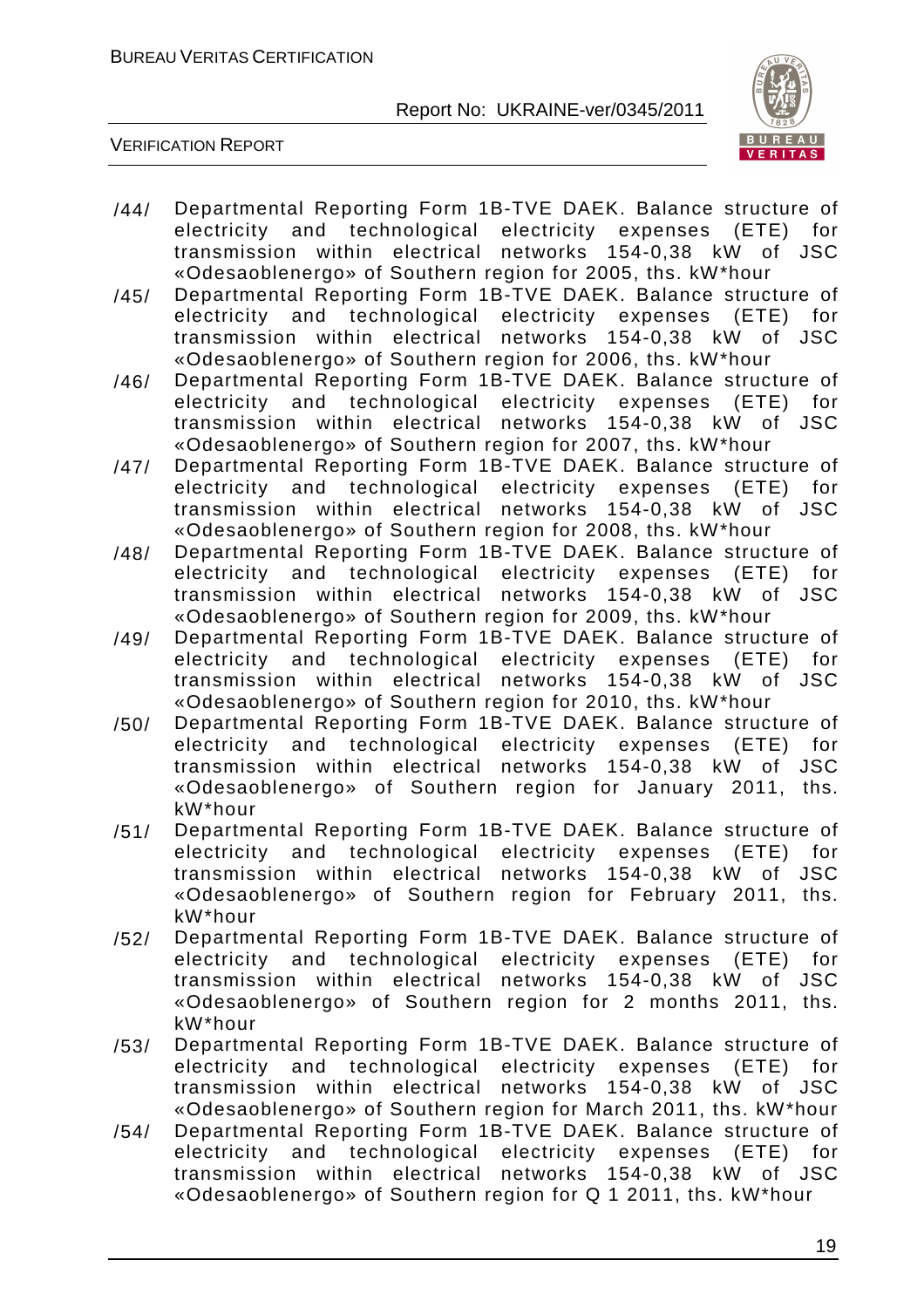/44/ Departmental Reporting Form 1B-TVE DAEK. Balance structure of electricity and technological electricity expenses (ETE) for transmission within electrical networks 154-0,38 kW of JSC «Odesaoblenergo» of Southern region for 2005, ths. kW*hour

/45/ Departmental Reporting Form 1B-TVE DAEK. Balance structure of electricity and technological electricity expenses (ETE) for transmission within electrical networks 154-0,38 kW of JSC «Odesaoblenergo» of Southern region for 2006, ths. kW*hour

/46/ Departmental Reporting Form 1B-TVE DAEK. Balance structure of electricity and technological electricity expenses (ETE) for transmission within electrical networks 154-0,38 kW of JSC «Odesaoblenergo» of Southern region for 2007, ths. kW*hour

/47/ Departmental Reporting Form 1B-TVE DAEK. Balance structure of electricity and technological electricity expenses (ETE) for transmission within electrical networks 154-0,38 kW of JSC «Odesaoblenergo» of Southern region for 2008, ths. kW*hour

/48/ Departmental Reporting Form 1B-TVE DAEK. Balance structure of electricity and technological electricity expenses (ETE) for transmission within electrical networks 154-0,38 kW of JSC «Odesaoblenergo» of Southern region for 2009, ths. kW*hour

/49/ Departmental Reporting Form 1B-TVE DAEK. Balance structure of electricity and technological electricity expenses (ETE) for transmission within electrical networks 154-0,38 kW of JSC «Odesaoblenergo» of Southern region for 2010, ths. kW*hour

/50/ Departmental Reporting Form 1B-TVE DAEK. Balance structure of electricity and technological electricity expenses (ETE) for transmission within electrical networks 154-0,38 kW of JSC «Odesaoblenergo» of Southern region for January 2011, ths. kW*hour

/51/ Departmental Reporting Form 1B-TVE DAEK. Balance structure of electricity and technological electricity expenses (ETE) for transmission within electrical networks 154-0,38 kW of JSC «Odesaoblenergo» of Southern region for February 2011, ths. kW*hour

/52/ Departmental Reporting Form 1B-TVE DAEK. Balance structure of electricity and technological electricity expenses (ETE) for transmission within electrical networks 154-0,38 kW of JSC «Odesaoblenergo» of Southern region for 2 months 2011, ths. kW*hour

/53/ Departmental Reporting Form 1B-TVE DAEK. Balance structure of electricity and technological electricity expenses (ETE) for transmission within electrical networks 154-0,38 kW of JSC «Odesaoblenergo» of Southern region for March 2011, ths. kW*hour

/54/ Departmental Reporting Form 1B-TVE DAEK. Balance structure of electricity and technological electricity expenses (ETE) for transmission within electrical networks 154-0,38 kW of JSC «Odesaoblenergo» of Southern region for Q 1 2011, ths. kW*hour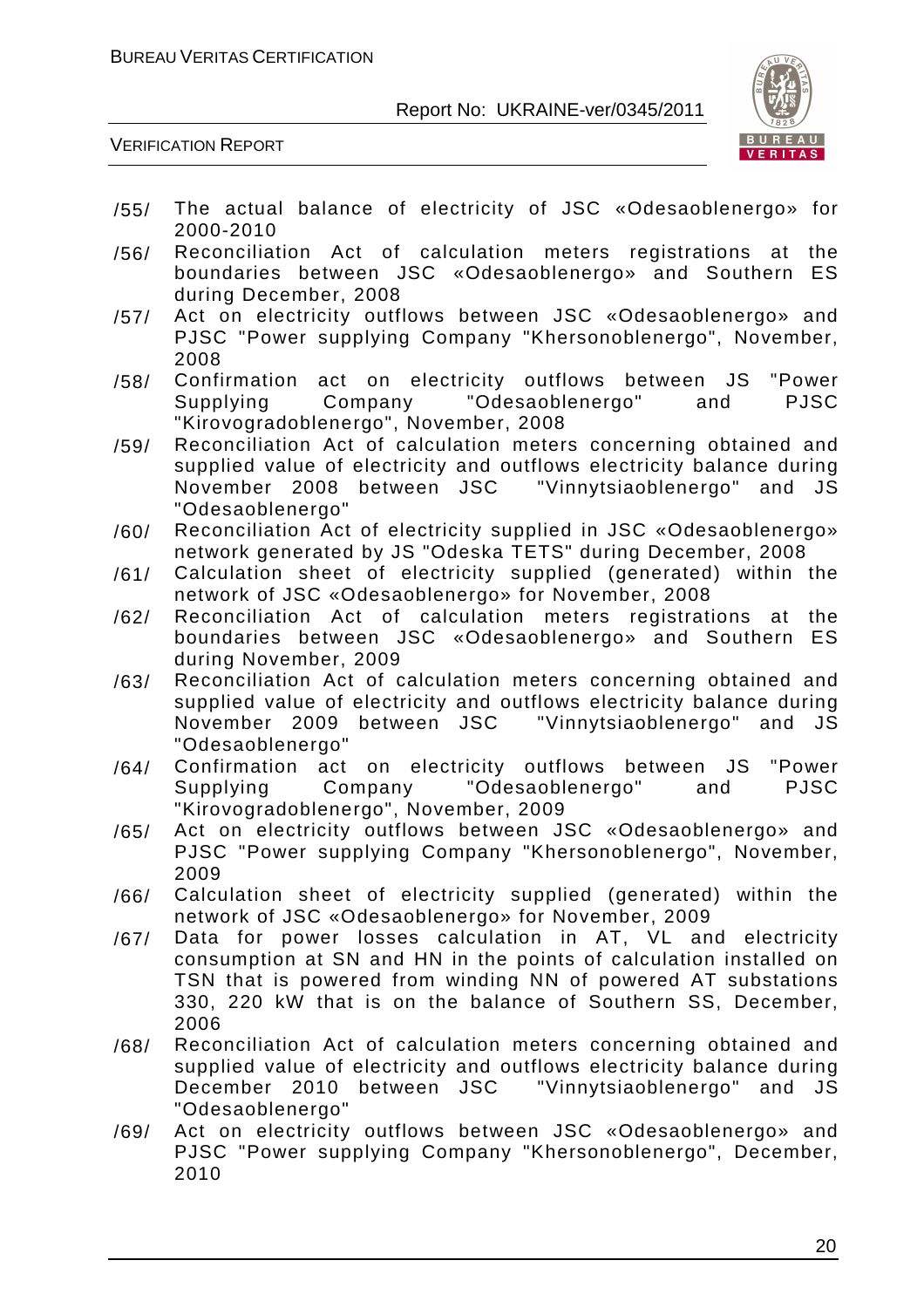/55/ The actual balance of electricity of JSC «Odesaoblenergo» for 2000-2010

/56/ Reconciliation Act of calculation meters registrations at the boundaries between JSC «Odesaoblenergo» and Southern ES during December, 2008

/57/ Act on electricity outflows between JSC «Odesaoblenergo» and PJSC "Power supplying Company "Khersonoblenergo", November, 2008

/58/ Confirmation act on electricity outflows between JS "Power Supplying Company "Odesaoblenergo" and PJSC "Kirovogradoblenergo", November, 2008

/59/ Reconciliation Act of calculation meters concerning obtained and supplied value of electricity and outflows electricity balance during November 2008 between JSC "Vinnytsiaoblenergo" and JS "Odesaoblenergo"

/60/ Reconciliation Act of electricity supplied in JSC «Odesaoblenergo» network generated by JS "Odeska TETS" during December, 2008

/61/ Calculation sheet of electricity supplied (generated) within the network of JSC «Odesaoblenergo» for November, 2008

/62/ Reconciliation Act of calculation meters registrations at the boundaries between JSC «Odesaoblenergo» and Southern ES during November, 2009

/63/ Reconciliation Act of calculation meters concerning obtained and supplied value of electricity and outflows electricity balance during November 2009 between JSC "Vinnytsiaoblenergo" and JS "Odesaoblenergo"

/64/ Confirmation act on electricity outflows between JS "Power Supplying Company "Odesaoblenergo" and PJSC "Kirovogradoblenergo", November, 2009

/65/ Act on electricity outflows between JSC «Odesaoblenergo» and PJSC "Power supplying Company "Khersonoblenergo", November, 2009

/66/ Calculation sheet of electricity supplied (generated) within the network of JSC «Odesaoblenergo» for November, 2009

/67/ Data for power losses calculation in AT, VL and electricity consumption at SN and HN in the points of calculation installed on TSN that is powered from winding NN of powered AT substations 330, 220 kW that is on the balance of Southern SS, December, 2006

/68/ Reconciliation Act of calculation meters concerning obtained and supplied value of electricity and outflows electricity balance during December 2010 between JSC "Vinnytsiaoblenergo" and JS "Odesaoblenergo"

/69/ Act on electricity outflows between JSC «Odesaoblenergo» and PJSC "Power supplying Company "Khersonoblenergo", December, 2010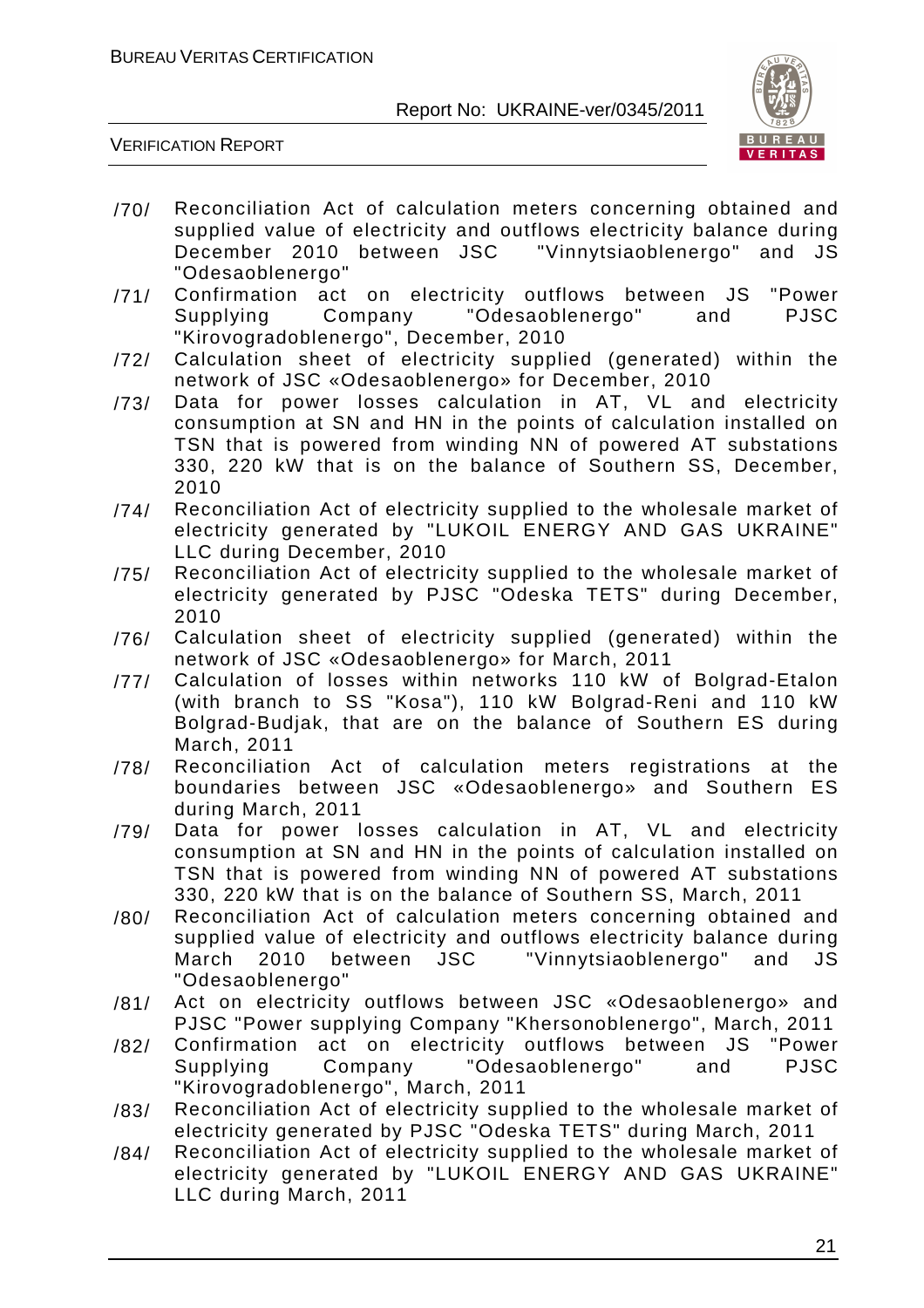/70/ Reconciliation Act of calculation meters concerning obtained and supplied value of electricity and outflows electricity balance during December 2010 between JSC "Vinnytsiaoblenergo" and JS "Odesaoblenergo"

/71/ Confirmation act on electricity outflows between JS "Power Supplying Company "Odesaoblenergo" and PJSC "Kirovogradoblenergo", December, 2010

/72/ Calculation sheet of electricity supplied (generated) within the network of JSC «Odesaoblenergo» for December, 2010

/73/ Data for power losses calculation in AT, VL and electricity consumption at SN and HN in the points of calculation installed on TSN that is powered from winding NN of powered AT substations 330, 220 kW that is on the balance of Southern SS, December, 2010

/74/ Reconciliation Act of electricity supplied to the wholesale market of electricity generated by "LUKOIL ENERGY AND GAS UKRAINE" LLC during December, 2010

/75/ Reconciliation Act of electricity supplied to the wholesale market of electricity generated by PJSC "Odeska TETS" during December, 2010

/76/ Calculation sheet of electricity supplied (generated) within the network of JSC «Odesaoblenergo» for March, 2011

/77/ Calculation of losses within networks 110 kW of Bolgrad-Etalon (with branch to SS "Kosa"), 110 kW Bolgrad-Reni and 110 kW Bolgrad-Budjak, that are on the balance of Southern ES during March, 2011

/78/ Reconciliation Act of calculation meters registrations at the boundaries between JSC «Odesaoblenergo» and Southern ES during March, 2011

/79/ Data for power losses calculation in AT, VL and electricity consumption at SN and HN in the points of calculation installed on TSN that is powered from winding NN of powered AT substations 330, 220 kW that is on the balance of Southern SS, March, 2011

/80/ Reconciliation Act of calculation meters concerning obtained and supplied value of electricity and outflows electricity balance during March 2010 between JSC "Vinnytsiaoblenergo" and JS "Odesaoblenergo"

/81/ Act on electricity outflows between JSC «Odesaoblenergo» and PJSC "Power supplying Company "Khersonoblenergo", March, 2011

/82/ Confirmation act on electricity outflows between JS "Power Supplying Company "Odesaoblenergo" and PJSC "Kirovogradoblenergo", March, 2011

/83/ Reconciliation Act of electricity supplied to the wholesale market of electricity generated by PJSC "Odeska TETS" during March, 2011

/84/ Reconciliation Act of electricity supplied to the wholesale market of electricity generated by "LUKOIL ENERGY AND GAS UKRAINE" LLC during March, 2011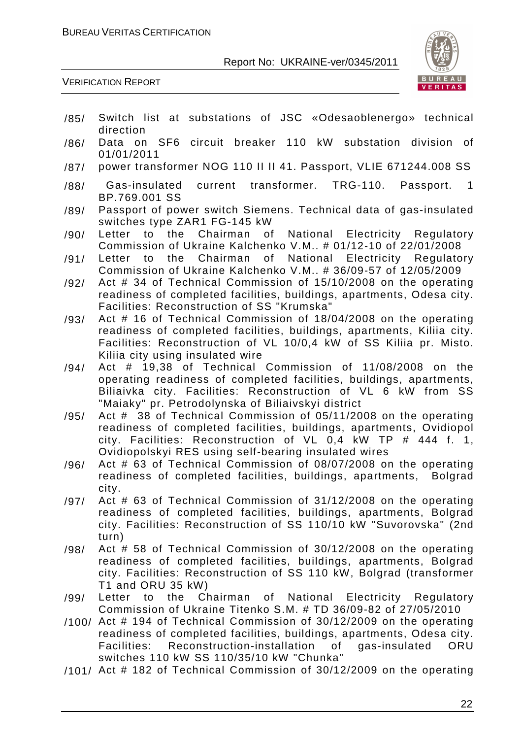/85/ Switch list at substations of JSC «Odesaoblenergo» technical direction

/86/ Data on SF6 circuit breaker 110 kW substation division of 01/01/2011

/87/ power transformer NOG 110 II II 41. Passport, VLIE 671244.008 SS

/88/ Gas-insulated current transformer. TRG-110. Passport. 1 BP.769.001 SS

/89/ Passport of power switch Siemens. Technical data of gas-insulated switches type ZAR1 FG-145 kW

/90/ Letter to the Chairman of National Electricity Regulatory Commission of Ukraine Kalchenko V.M.. # 01/12-10 of 22/01/2008

/91/ Letter to the Chairman of National Electricity Regulatory Commission of Ukraine Kalchenko V.M.. # 36/09-57 of 12/05/2009

/92/ Act # 34 of Technical Commission of 15/10/2008 on the operating readiness of completed facilities, buildings, apartments, Odesa city. Facilities: Reconstruction of SS "Krumska"

/93/ Act # 16 of Technical Commission of 18/04/2008 on the operating readiness of completed facilities, buildings, apartments, Kiliia city. Facilities: Reconstruction of VL 10/0,4 kW of SS Kiliia pr. Misto. Kiliia city using insulated wire

/94/ Act # 19,38 of Technical Commission of 11/08/2008 on the operating readiness of completed facilities, buildings, apartments, Biliaivka city. Facilities: Reconstruction of VL 6 kW from SS "Maiaky" pr. Petrodolynska of Biliaivskyi district

/95/ Act # 38 of Technical Commission of 05/11/2008 on the operating readiness of completed facilities, buildings, apartments, Ovidiopol city. Facilities: Reconstruction of VL 0,4 kW TP # 444 f. 1, Ovidiopolskyi RES using self-bearing insulated wires

/96/ Act # 63 of Technical Commission of 08/07/2008 on the operating readiness of completed facilities, buildings, apartments, Bolgrad city.

/97/ Act # 63 of Technical Commission of 31/12/2008 on the operating readiness of completed facilities, buildings, apartments, Bolgrad city. Facilities: Reconstruction of SS 110/10 kW "Suvorovska" (2nd turn)

/98/ Act # 58 of Technical Commission of 30/12/2008 on the operating readiness of completed facilities, buildings, apartments, Bolgrad city. Facilities: Reconstruction of SS 110 kW, Bolgrad (transformer T1 and ORU 35 kW)

/99/ Letter to the Chairman of National Electricity Regulatory Commission of Ukraine Titenko S.M. # TD 36/09-82 of 27/05/2010

/100/ Act # 194 of Technical Commission of 30/12/2009 on the operating readiness of completed facilities, buildings, apartments, Odesa city. Facilities: Reconstruction-installation of gas-insulated ORU switches 110 kW SS 110/35/10 kW "Chunka"

/101/ Act # 182 of Technical Commission of 30/12/2009 on the operating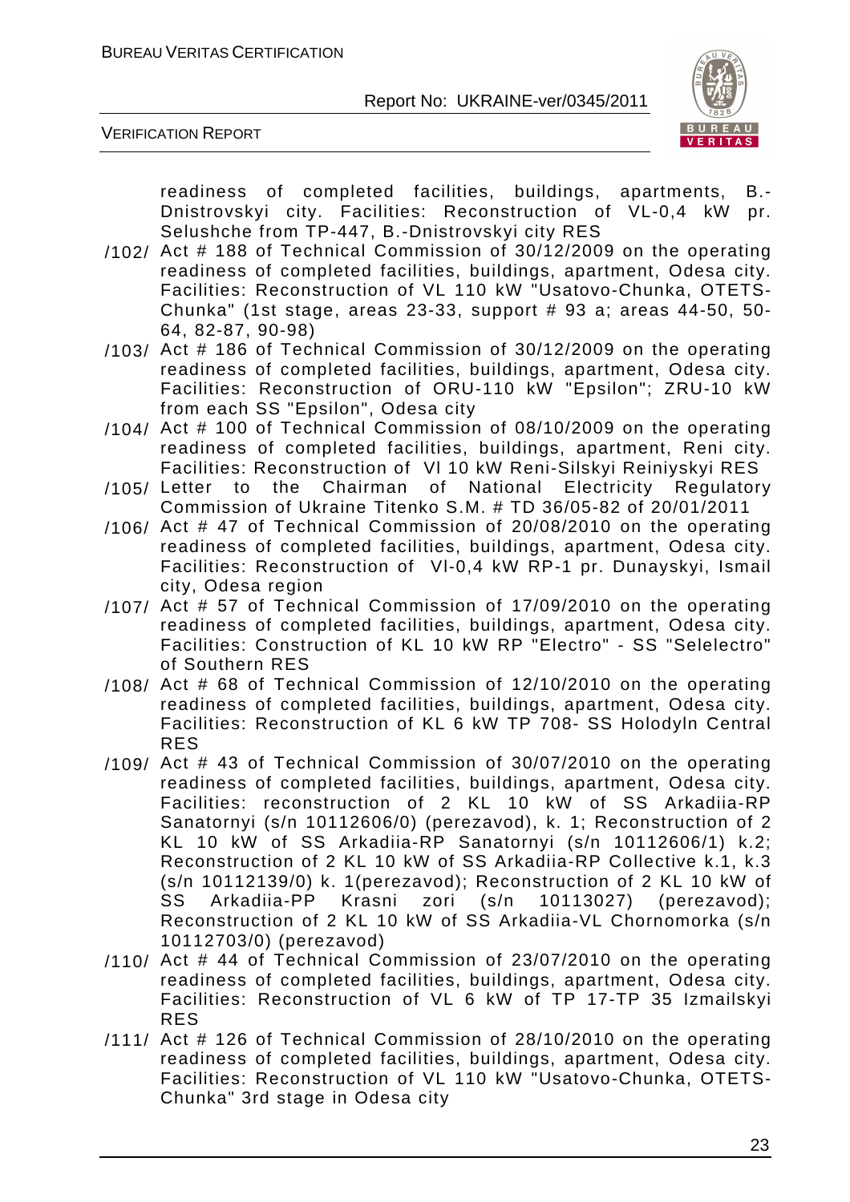readiness of completed facilities, buildings, apartments, B.-Dnistrovskyi city. Facilities: Reconstruction of VL-0,4 kW pr. Selushche from TP-447, B.-Dnistrovskyi city RES

/102/ Act # 188 of Technical Commission of 30/12/2009 on the operating readiness of completed facilities, buildings, apartment, Odesa city. Facilities: Reconstruction of VL 110 kW "Usatovo-Chunka, OTETS-Chunka" (1st stage, areas 23-33, support # 93 a; areas 44-50, 50-64, 82-87, 90-98)

/103/ Act # 186 of Technical Commission of 30/12/2009 on the operating readiness of completed facilities, buildings, apartment, Odesa city. Facilities: Reconstruction of ORU-110 kW "Epsilon"; ZRU-10 kW from each SS "Epsilon", Odesa city

/104/ Act # 100 of Technical Commission of 08/10/2009 on the operating readiness of completed facilities, buildings, apartment, Reni city. Facilities: Reconstruction of Vl 10 kW Reni-Silskyi Reiniyskyi RES

/105/ Letter to the Chairman of National Electricity Regulatory Commission of Ukraine Titenko S.M. # TD 36/05-82 of 20/01/2011

/106/ Act # 47 of Technical Commission of 20/08/2010 on the operating readiness of completed facilities, buildings, apartment, Odesa city. Facilities: Reconstruction of Vl-0,4 kW RP-1 pr. Dunayskyi, Ismail city, Odesa region

/107/ Act # 57 of Technical Commission of 17/09/2010 on the operating readiness of completed facilities, buildings, apartment, Odesa city. Facilities: Construction of KL 10 kW RP "Electro" - SS "Selelectro" of Southern RES

/108/ Act # 68 of Technical Commission of 12/10/2010 on the operating readiness of completed facilities, buildings, apartment, Odesa city. Facilities: Reconstruction of KL 6 kW TP 708- SS Holodyln Central RES

/109/ Act # 43 of Technical Commission of 30/07/2010 on the operating readiness of completed facilities, buildings, apartment, Odesa city. Facilities: reconstruction of 2 KL 10 kW of SS Arkadiia-RP Sanatornyi (s/n 10112606/0) (perezavod), k. 1; Reconstruction of 2 KL 10 kW of SS Arkadiia-RP Sanatornyi (s/n 10112606/1) k.2; Reconstruction of 2 KL 10 kW of SS Arkadiia-RP Collective k.1, k.3 (s/n 10112139/0) k. 1(perezavod); Reconstruction of 2 KL 10 kW of SS Arkadiia-PP Krasni zori (s/n 10113027) (perezavod); Reconstruction of 2 KL 10 kW of SS Arkadiia-VL Chornomorka (s/n 10112703/0) (perezavod)

/110/ Act # 44 of Technical Commission of 23/07/2010 on the operating readiness of completed facilities, buildings, apartment, Odesa city. Facilities: Reconstruction of VL 6 kW of TP 17-TP 35 Izmailskyi RES

/111/ Act # 126 of Technical Commission of 28/10/2010 on the operating readiness of completed facilities, buildings, apartment, Odesa city. Facilities: Reconstruction of VL 110 kW "Usatovo-Chunka, OTETS-Chunka" 3rd stage in Odesa city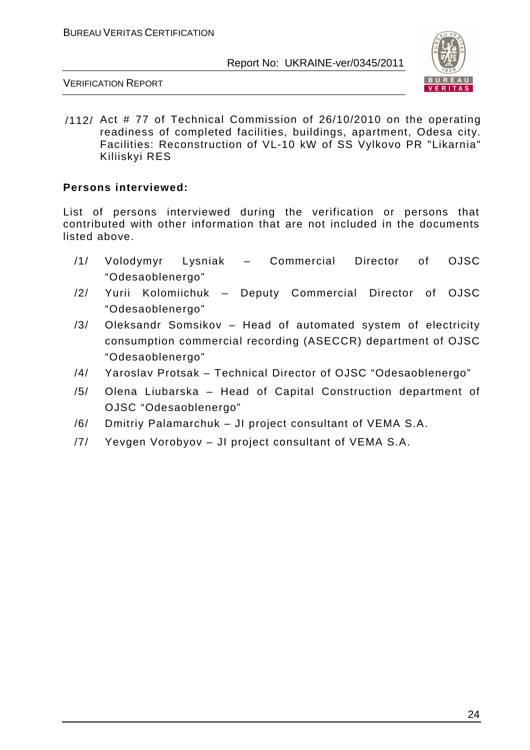/112/ Act # 77 of Technical Commission of 26/10/2010 on the operating readiness of completed facilities, buildings, apartment, Odesa city. Facilities: Reconstruction of VL-10 kW of SS Vylkovo PR "Likarnia" Kiliiskyi RES

**Persons interviewed:**

List of persons interviewed during the verification or persons that contributed with other information that are not included in the documents listed above.

/1/ Volodymyr Lysniak – Commercial Director of OJSC “Odesaoblenergo”

/2/ Yurii Kolomiichuk – Deputy Commercial Director of OJSC “Odesaoblenergo”

/3/ Oleksandr Somsikov – Head of automated system of electricity consumption commercial recording (ASECCR) department of OJSC “Odesaoblenergo”

/4/ Yaroslav Protsak – Technical Director of OJSC “Odesaoblenergo”

/5/ Olena Liubarska – Head of Capital Construction department of OJSC “Odesaoblenergo”

/6/ Dmitriy Palamarchuk – JI project consultant of VEMA S.A.

/7/ Yevgen Vorobyov – JI project consultant of VEMA S.A.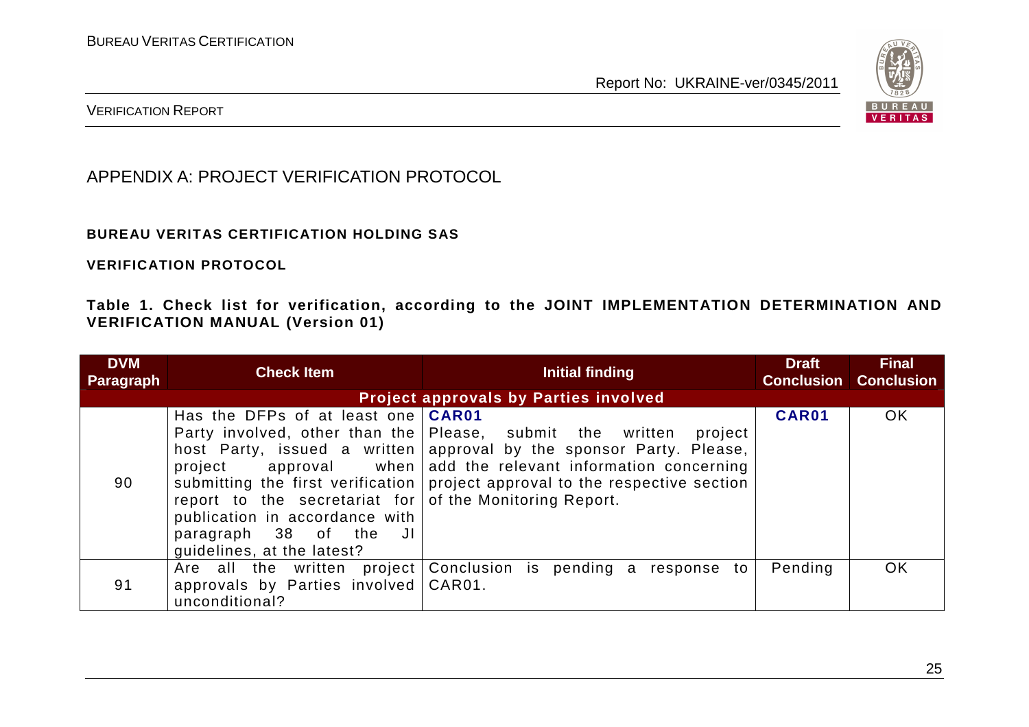## APPENDIX A: PROJECT VERIFICATION PROTOCOL

**BUREAU VERITAS CERTIFICATION HOLDING SAS**

**VERIFICATION PROTOCOL**

**Table 1. Check list for verification, according to the JOINT IMPLEMENTATION DETERMINATION AND VERIFICATION MANUAL (Version 01)**

| DVM Paragraph | Check Item | Initial finding | Draft Conclusion | Final Conclusion |
|---|---|---|---|---|
| **Project approvals by Parties involved** | | | | |
| 90 | Has the DFPs of at least one Party involved, other than the host Party, issued a written project approval when submitting the first verification report to the secretariat for publication in accordance with paragraph 38 of the JI guidelines, at the latest? | **CAR01** Please, submit the written project approval by the sponsor Party. Please, add the relevant information concerning project approval to the respective section of the Monitoring Report. | **CAR01** | OK |
| 91 | Are all the written project approvals by Parties involved unconditional? | Conclusion is pending a response to CAR01. | Pending | OK |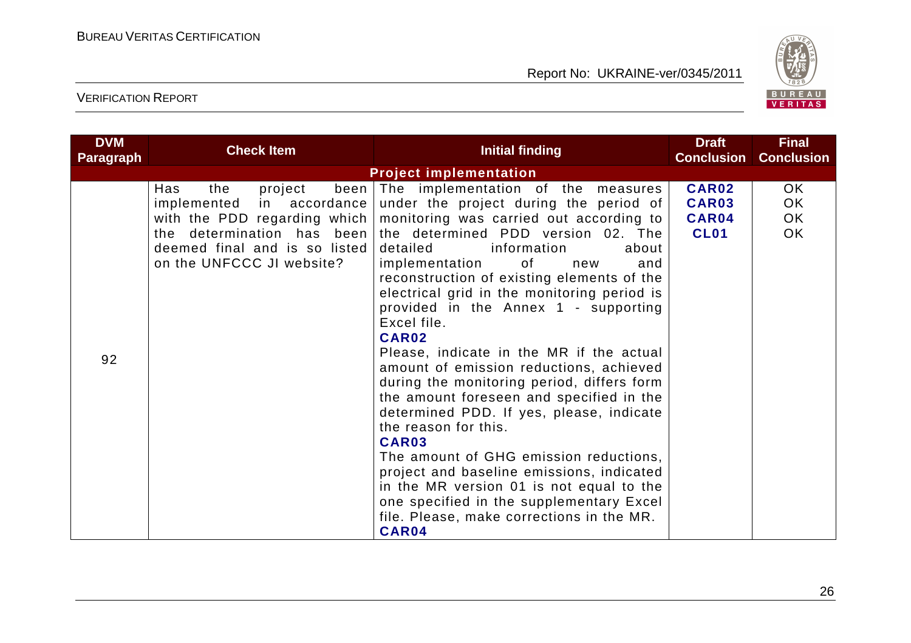| DVM Paragraph | Check Item | Initial finding | Draft Conclusion | Final Conclusion |
|---|---|---|---|---|
| | | **Project implementation** | | |
| 92 | Has the project been implemented in accordance with the PDD regarding which the determination has been deemed final and is so listed on the UNFCCC JI website? | The implementation of the measures under the project during the period of monitoring was carried out according to the determined PDD version 02. The detailed information about implementation of new and reconstruction of existing elements of the electrical grid in the monitoring period is provided in the Annex 1 - supporting Excel file.<br>**CAR02**<br>Please, indicate in the MR if the actual amount of emission reductions, achieved during the monitoring period, differs form the amount foreseen and specified in the determined PDD. If yes, please, indicate the reason for this.<br>**CAR03**<br>The amount of GHG emission reductions, project and baseline emissions, indicated in the MR version 01 is not equal to the one specified in the supplementary Excel file. Please, make corrections in the MR.<br>**CAR04** | **CAR02**<br>**CAR03**<br>**CAR04**<br>**CL01** | OK<br>OK<br>OK<br>OK |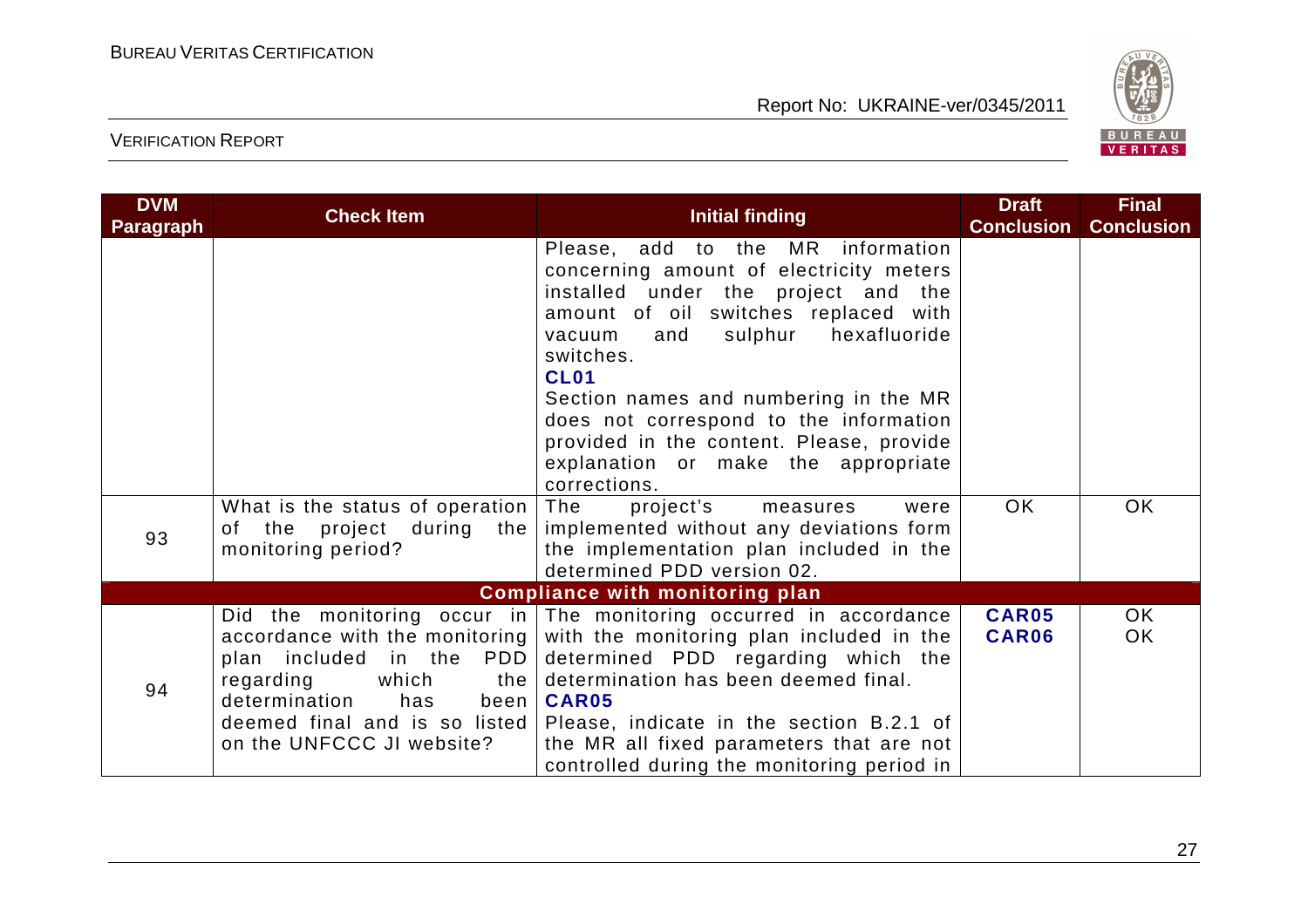| DVM Paragraph | Check Item | Initial finding | Draft Conclusion | Final Conclusion |
|---|---|---|---|---|
| | | Please, add to the MR information concerning amount of electricity meters installed under the project and the amount of oil switches replaced with vacuum and sulphur hexafluoride switches.<br>**CL01**<br>Section names and numbering in the MR does not correspond to the information provided in the content. Please, provide explanation or make the appropriate corrections. | | |
| 93 | What is the status of operation of the project during the monitoring period? | The project's measures were implemented without any deviations form the implementation plan included in the determined PDD version 02. | OK | OK |
| | | **Compliance with monitoring plan** | | |
| 94 | Did the monitoring occur in accordance with the monitoring plan included in the PDD regarding which the determination has been deemed final and is so listed on the UNFCCC JI website? | The monitoring occurred in accordance with the monitoring plan included in the determined PDD regarding which the determination has been deemed final.<br>**CAR05**<br>Please, indicate in the section B.2.1 of the MR all fixed parameters that are not controlled during the monitoring period in | **CAR05**<br>**CAR06** | OK<br>OK |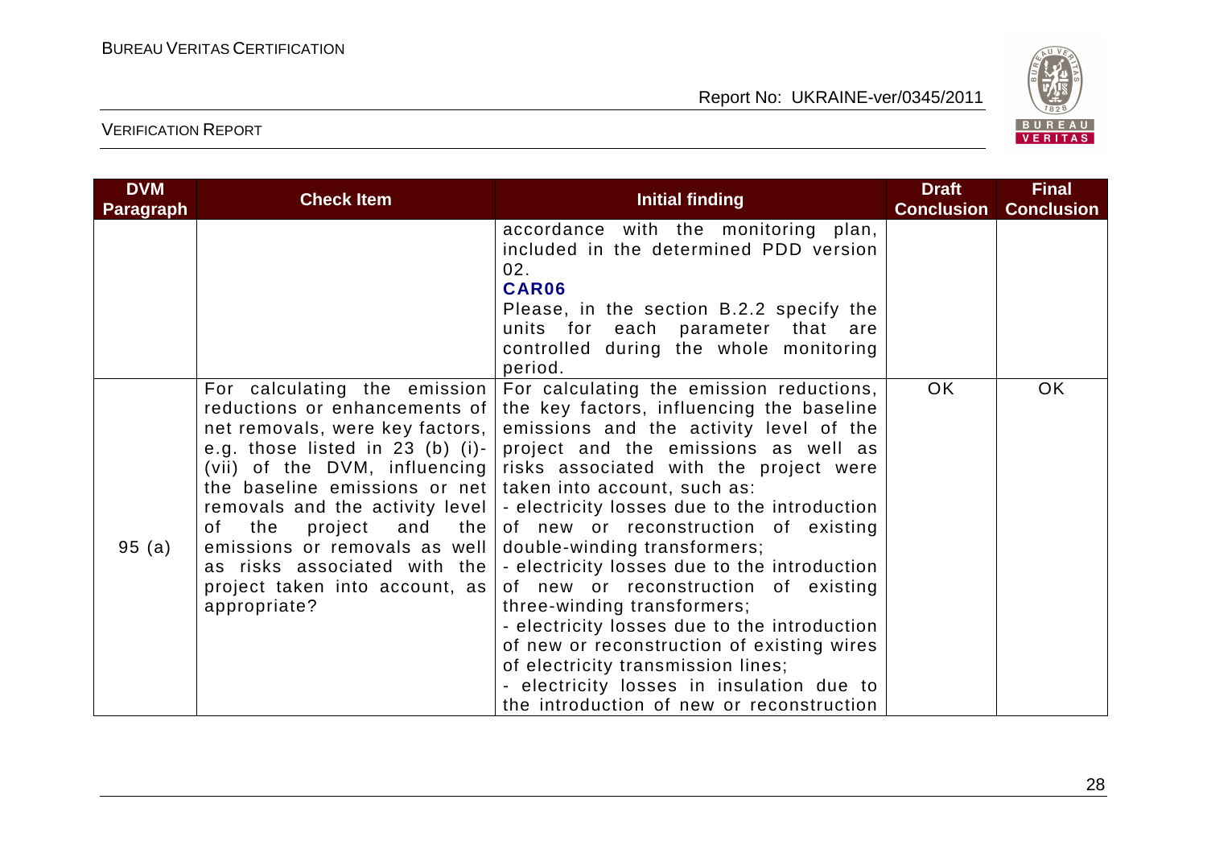| DVM Paragraph | Check Item | Initial finding | Draft Conclusion | Final Conclusion |
|---|---|---|---|---|
| | | accordance with the monitoring plan, included in the determined PDD version 02.<br>**CAR06**<br>Please, in the section B.2.2 specify the units for each parameter that are controlled during the whole monitoring period. | | |
| 95 (a) | For calculating the emission reductions or enhancements of net removals, were key factors, e.g. those listed in 23 (b) (i)-(vii) of the DVM, influencing the baseline emissions or net removals and the activity level of the project and the emissions or removals as well as risks associated with the project taken into account, as appropriate? | For calculating the emission reductions, the key factors, influencing the baseline emissions and the activity level of the project and the emissions as well as risks associated with the project were taken into account, such as:<br>- electricity losses due to the introduction of new or reconstruction of existing double-winding transformers;<br>- electricity losses due to the introduction of new or reconstruction of existing three-winding transformers;<br>- electricity losses due to the introduction of new or reconstruction of existing wires of electricity transmission lines;<br>- electricity losses in insulation due to the introduction of new or reconstruction | OK | OK |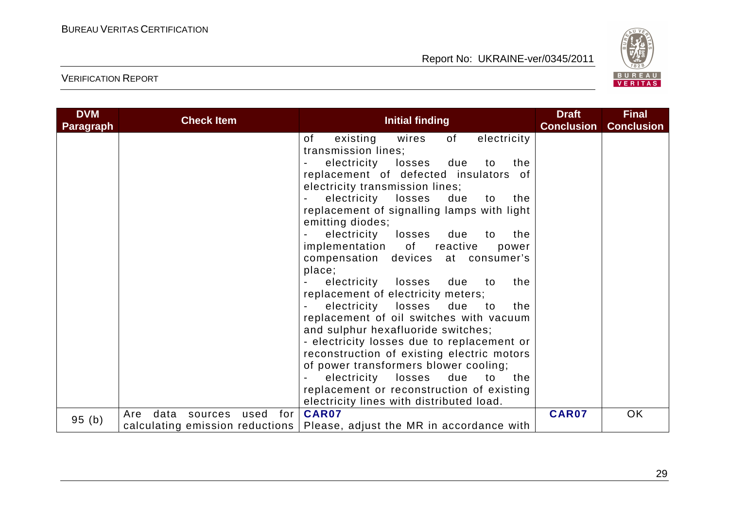| DVM Paragraph | Check Item | Initial finding | Draft Conclusion | Final Conclusion |
|---|---|---|---|---|
| | | of existing wires of electricity transmission lines;<br>- electricity losses due to the replacement of defected insulators of electricity transmission lines;<br>- electricity losses due to the replacement of signalling lamps with light emitting diodes;<br>- electricity losses due to the implementation of reactive power compensation devices at consumer's place;<br>- electricity losses due to the replacement of electricity meters;<br>- electricity losses due to the replacement of oil switches with vacuum and sulphur hexafluoride switches;<br>- electricity losses due to replacement or reconstruction of existing electric motors of power transformers blower cooling;<br>- electricity losses due to the replacement or reconstruction of existing electricity lines with distributed load. | | |
| 95 (b) | Are data sources used for calculating emission reductions | **CAR07**<br>Please, adjust the MR in accordance with | **CAR07** | OK |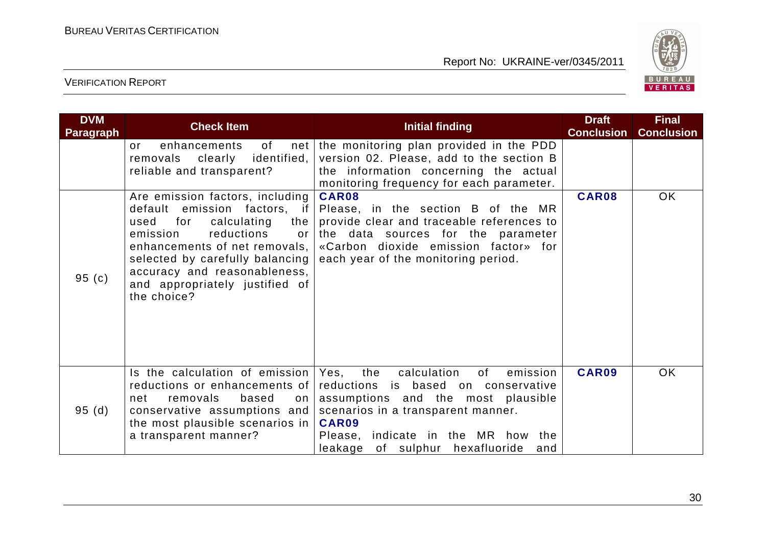| DVM Paragraph | Check Item | Initial finding | Draft Conclusion | Final Conclusion |
|---|---|---|---|---|
| | or enhancements of net removals clearly identified, reliable and transparent? | the monitoring plan provided in the PDD version 02. Please, add to the section B the information concerning the actual monitoring frequency for each parameter. | | |
| 95 (c) | Are emission factors, including default emission factors, if used for calculating the emission reductions or enhancements of net removals, selected by carefully balancing accuracy and reasonableness, and appropriately justified of the choice? | **CAR08**<br>Please, in the section B of the MR provide clear and traceable references to the data sources for the parameter «Carbon dioxide emission factor» for each year of the monitoring period. | **CAR08** | OK |
| 95 (d) | Is the calculation of emission reductions or enhancements of net removals based on conservative assumptions and the most plausible scenarios in a transparent manner? | Yes, the calculation of emission reductions is based on conservative assumptions and the most plausible scenarios in a transparent manner.<br>**CAR09**<br>Please, indicate in the MR how the leakage of sulphur hexafluoride and | **CAR09** | OK |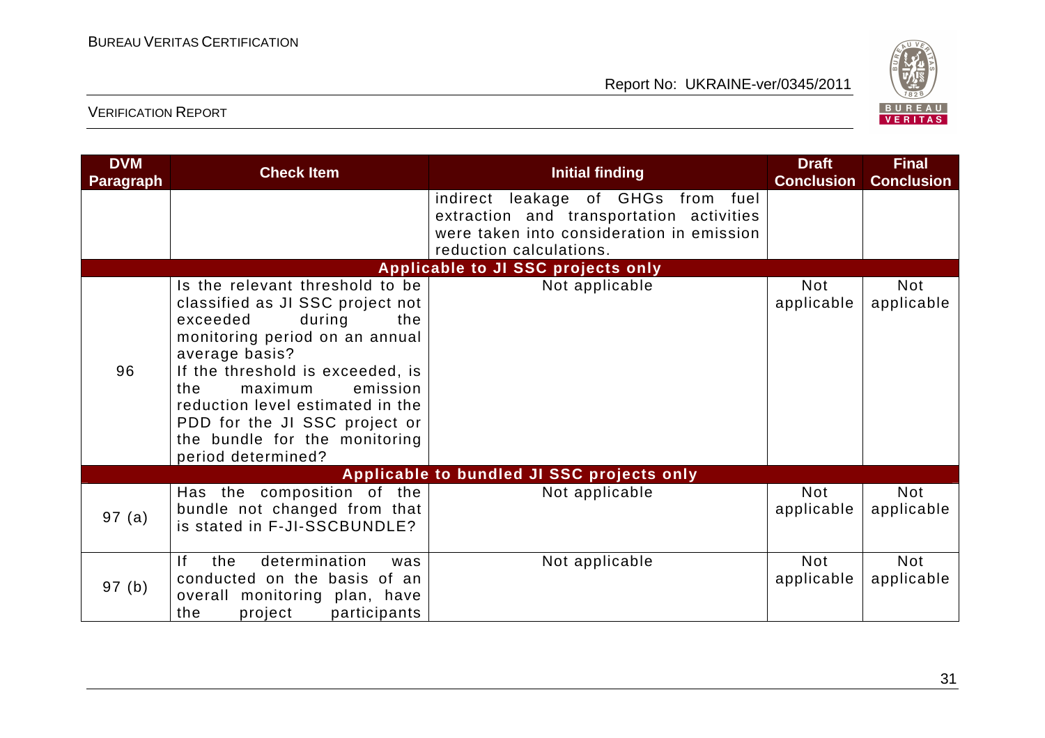| DVM Paragraph | Check Item | Initial finding | Draft Conclusion | Final Conclusion |
|---|---|---|---|---|
| | | indirect leakage of GHGs from fuel extraction and transportation activities were taken into consideration in emission reduction calculations. | | |
| **Applicable to JI SSC projects only** | | | | |
| 96 | Is the relevant threshold to be classified as JI SSC project not exceeded during the monitoring period on an annual average basis? If the threshold is exceeded, is the maximum emission reduction level estimated in the PDD for the JI SSC project or the bundle for the monitoring period determined? | Not applicable | Not applicable | Not applicable |
| **Applicable to bundled JI SSC projects only** | | | | |
| 97 (a) | Has the composition of the bundle not changed from that is stated in F-JI-SSCBUNDLE? | Not applicable | Not applicable | Not applicable |
| 97 (b) | If the determination was conducted on the basis of an overall monitoring plan, have the project participants | Not applicable | Not applicable | Not applicable |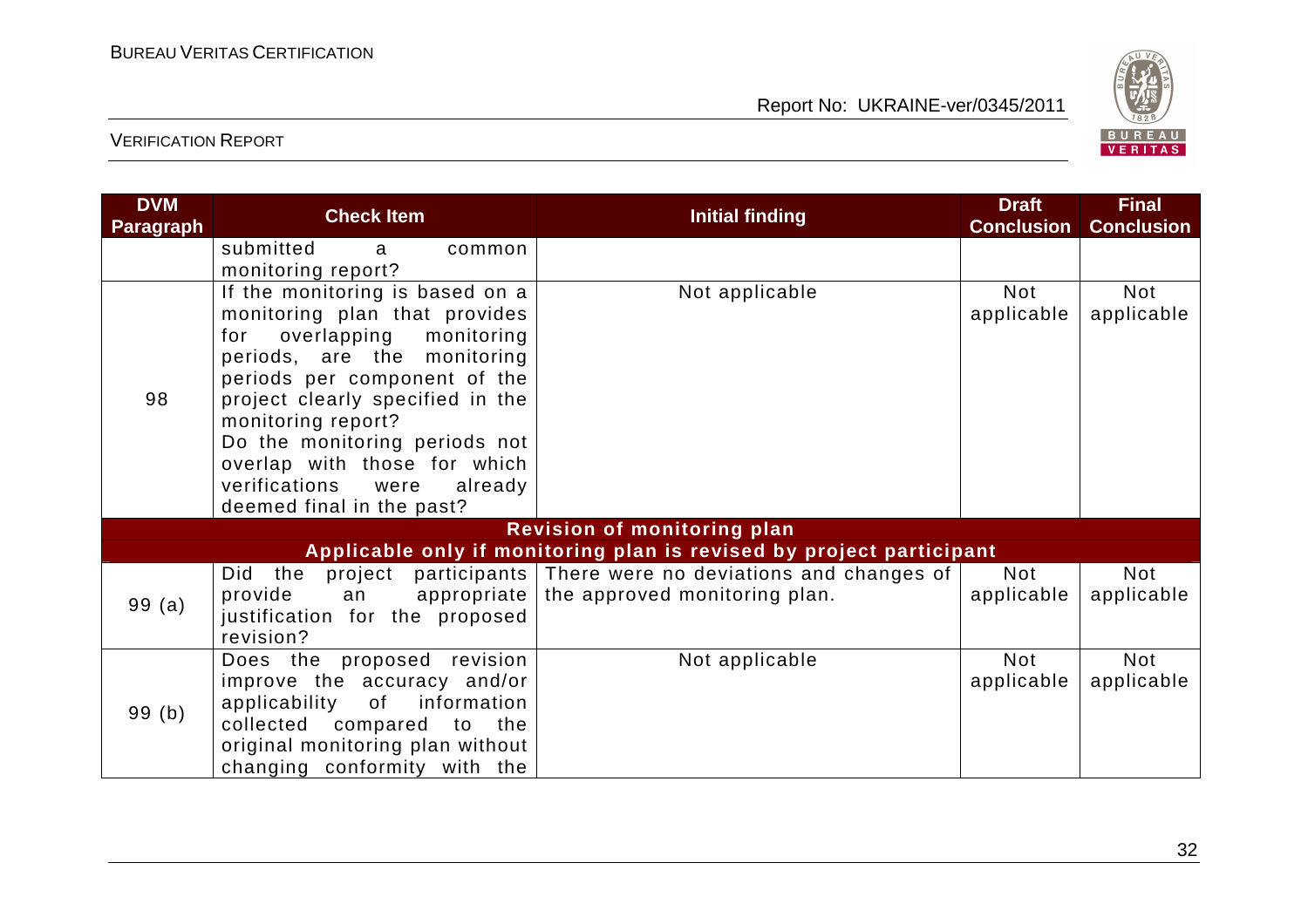| DVM Paragraph | Check Item | Initial finding | Draft Conclusion | Final Conclusion |
|---|---|---|---|---|
| | submitted a common monitoring report? | | | |
| 98 | If the monitoring is based on a monitoring plan that provides for overlapping monitoring periods, are the monitoring periods per component of the project clearly specified in the monitoring report?<br>Do the monitoring periods not overlap with those for which verifications were already deemed final in the past? | Not applicable | Not applicable | Not applicable |
| **Revision of monitoring plan**<br>**Applicable only if monitoring plan is revised by project participant** | | | | |
| 99 (a) | Did the project participants provide an appropriate justification for the proposed revision? | There were no deviations and changes of the approved monitoring plan. | Not applicable | Not applicable |
| 99 (b) | Does the proposed revision improve the accuracy and/or applicability of information collected compared to the original monitoring plan without changing conformity with the | Not applicable | Not applicable | Not applicable |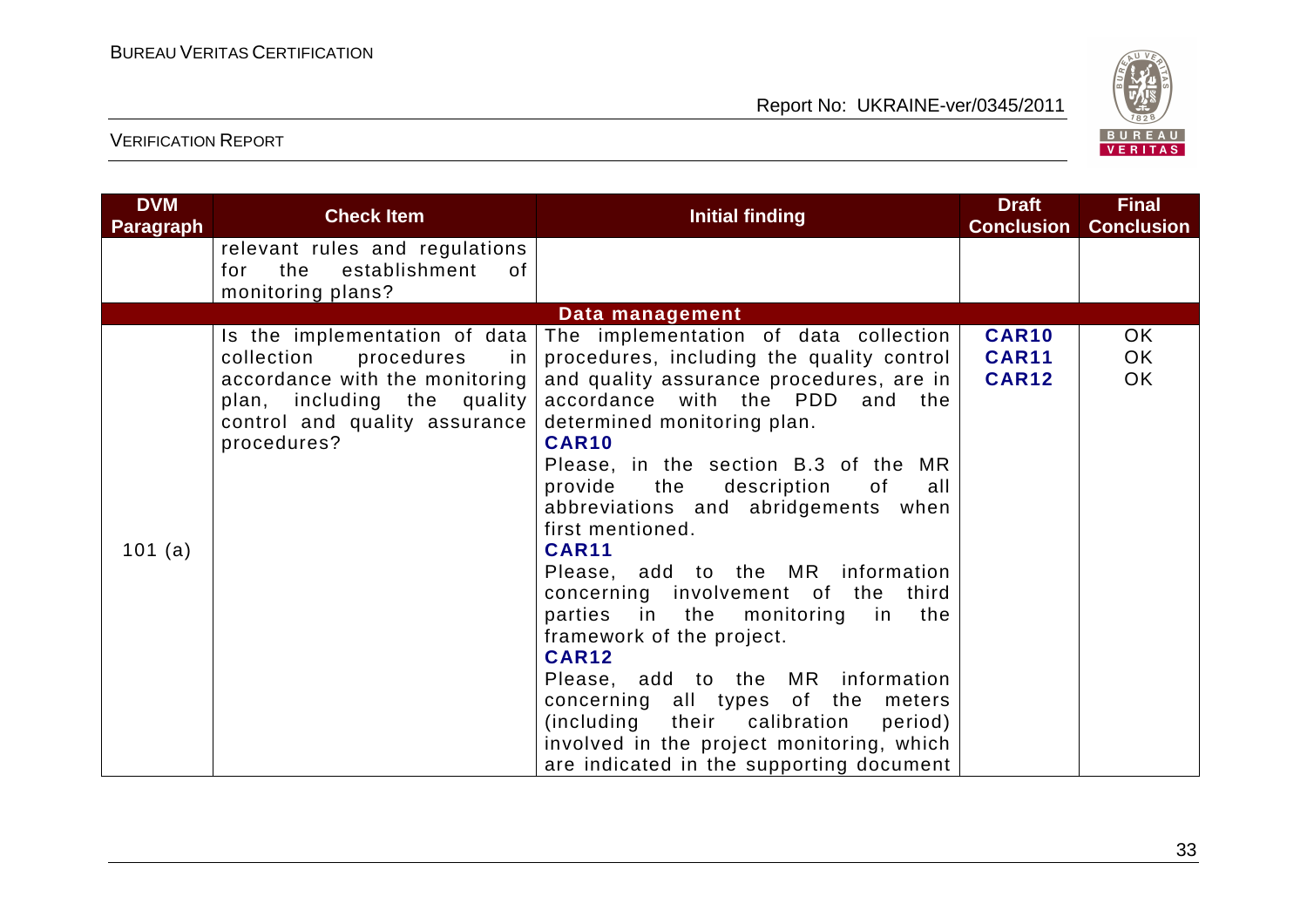| DVM Paragraph | Check Item | Initial finding | Draft Conclusion | Final Conclusion |
|---|---|---|---|---|
| | relevant rules and regulations for the establishment of monitoring plans? | | | |
| **Data management** | | | | |
| 101 (a) | Is the implementation of data collection procedures in accordance with the monitoring plan, including the quality control and quality assurance procedures? | The implementation of data collection procedures, including the quality control and quality assurance procedures, are in accordance with the PDD and the determined monitoring plan.<br>**CAR10**<br>Please, in the section B.3 of the MR provide the description of all abbreviations and abridgements when first mentioned.<br>**CAR11**<br>Please, add to the MR information concerning involvement of the third parties in the monitoring in the framework of the project.<br>**CAR12**<br>Please, add to the MR information concerning all types of the meters (including their calibration period) involved in the project monitoring, which are indicated in the supporting document | **CAR10**<br>**CAR11**<br>**CAR12** | OK<br>OK<br>OK |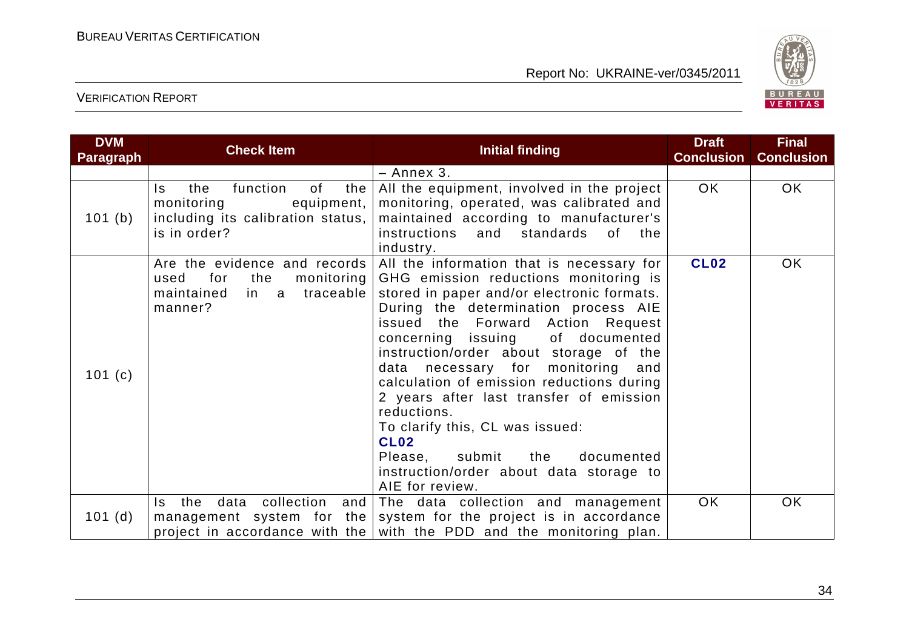| DVM Paragraph | Check Item | Initial finding | Draft Conclusion | Final Conclusion |
|---|---|---|---|---|
| | | – Annex 3. | | |
| 101 (b) | Is the function of the monitoring equipment, including its calibration status, is in order? | All the equipment, involved in the project monitoring, operated, was calibrated and maintained according to manufacturer's instructions and standards of the industry. | OK | OK |
| 101 (c) | Are the evidence and records used for the monitoring maintained in a traceable manner? | All the information that is necessary for GHG emission reductions monitoring is stored in paper and/or electronic formats. During the determination process AIE issued the Forward Action Request concerning issuing of documented instruction/order about storage of the data necessary for monitoring and calculation of emission reductions during 2 years after last transfer of emission reductions. To clarify this, CL was issued: **CL02** Please, submit the documented instruction/order about data storage to AIE for review. | **CL02** | OK |
| 101 (d) | Is the data collection and management system for the project in accordance with the | The data collection and management system for the project is in accordance with the PDD and the monitoring plan. | OK | OK |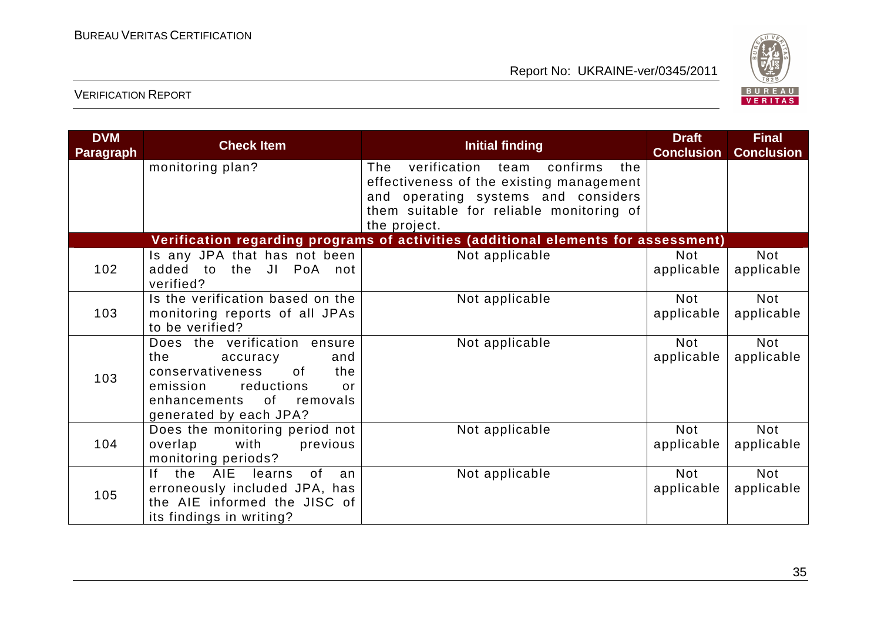| DVM Paragraph | Check Item | Initial finding | Draft Conclusion | Final Conclusion |
|---|---|---|---|---|
| | monitoring plan? | The verification team confirms the effectiveness of the existing management and operating systems and considers them suitable for reliable monitoring of the project. | | |
| **Verification regarding programs of activities (additional elements for assessment)** | | | | |
| 102 | Is any JPA that has not been added to the JI PoA not verified? | Not applicable | Not applicable | Not applicable |
| 103 | Is the verification based on the monitoring reports of all JPAs to be verified? | Not applicable | Not applicable | Not applicable |
| 103 | Does the verification ensure the accuracy and conservativeness of the emission reductions or enhancements of removals generated by each JPA? | Not applicable | Not applicable | Not applicable |
| 104 | Does the monitoring period not overlap with previous monitoring periods? | Not applicable | Not applicable | Not applicable |
| 105 | If the AIE learns of an erroneously included JPA, has the AIE informed the JISC of its findings in writing? | Not applicable | Not applicable | Not applicable |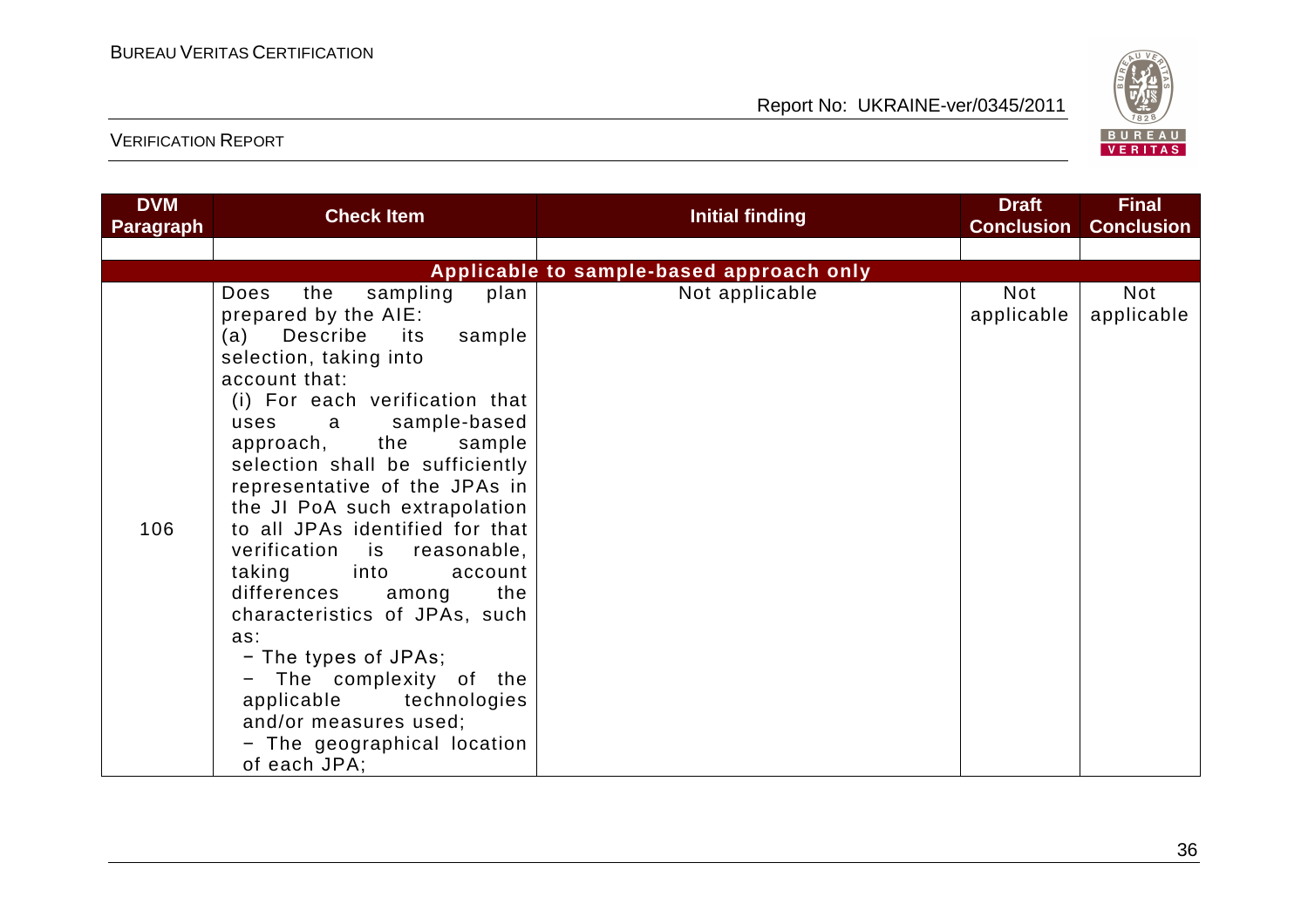| DVM Paragraph | Check Item | Initial finding | Draft Conclusion | Final Conclusion |
|---|---|---|---|---|
| | | | | |
| | **Applicable to sample-based approach only** | | | |
| 106 | Does the sampling plan prepared by the AIE:<br>(a) Describe its sample selection, taking into account that:<br>(i) For each verification that uses a sample-based approach, the sample selection shall be sufficiently representative of the JPAs in the JI PoA such extrapolation to all JPAs identified for that verification is reasonable, taking into account differences among the characteristics of JPAs, such as:<br>− The types of JPAs;<br>− The complexity of the applicable technologies and/or measures used;<br>− The geographical location of each JPA; | Not applicable | Not applicable | Not applicable |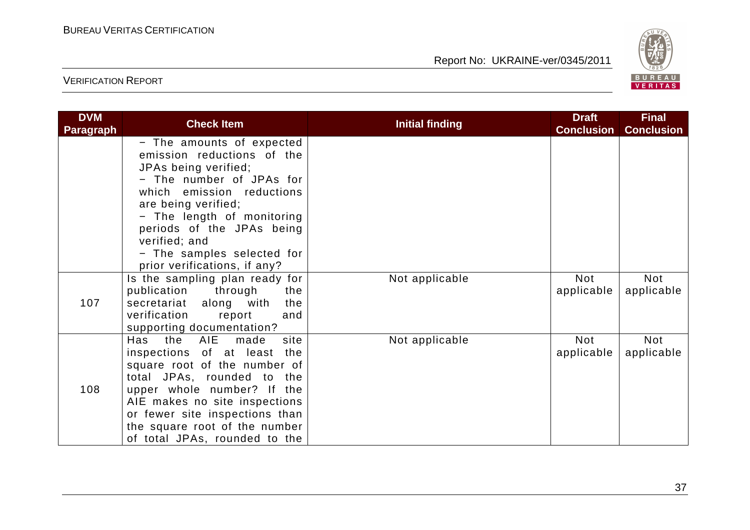| DVM Paragraph | Check Item | Initial finding | Draft Conclusion | Final Conclusion |
|---|---|---|---|---|
| | − The amounts of expected emission reductions of the JPAs being verified;<br>− The number of JPAs for which emission reductions are being verified;<br>− The length of monitoring periods of the JPAs being verified; and<br>− The samples selected for prior verifications, if any? | | | |
| 107 | Is the sampling plan ready for publication through the secretariat along with the verification report and supporting documentation? | Not applicable | Not applicable | Not applicable |
| 108 | Has the AIE made site inspections of at least the square root of the number of total JPAs, rounded to the upper whole number? If the AIE makes no site inspections or fewer site inspections than the square root of the number of total JPAs, rounded to the | Not applicable | Not applicable | Not applicable |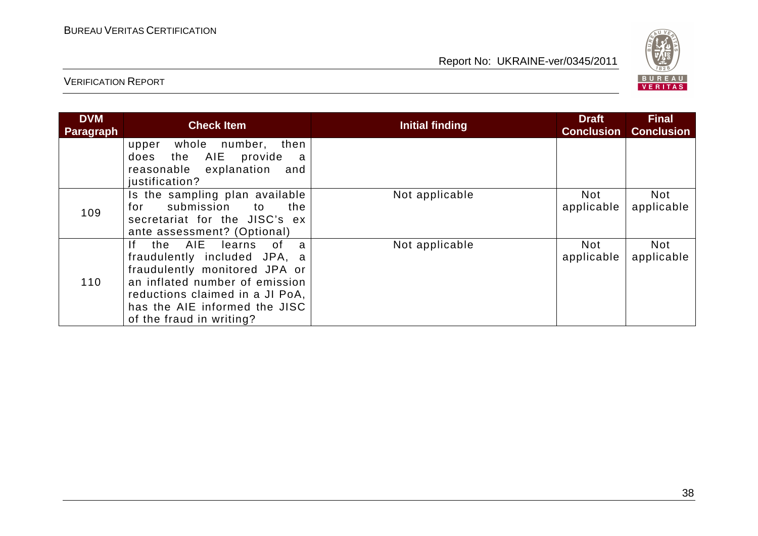| DVM Paragraph | Check Item | Initial finding | Draft Conclusion | Final Conclusion |
|---|---|---|---|---|
| | upper whole number, then does the AIE provide a reasonable explanation and justification? | | | |
| 109 | Is the sampling plan available for submission to the secretariat for the JISC's ex ante assessment? (Optional) | Not applicable | Not applicable | Not applicable |
| 110 | If the AIE learns of a fraudulently included JPA, a fraudulently monitored JPA or an inflated number of emission reductions claimed in a JI PoA, has the AIE informed the JISC of the fraud in writing? | Not applicable | Not applicable | Not applicable |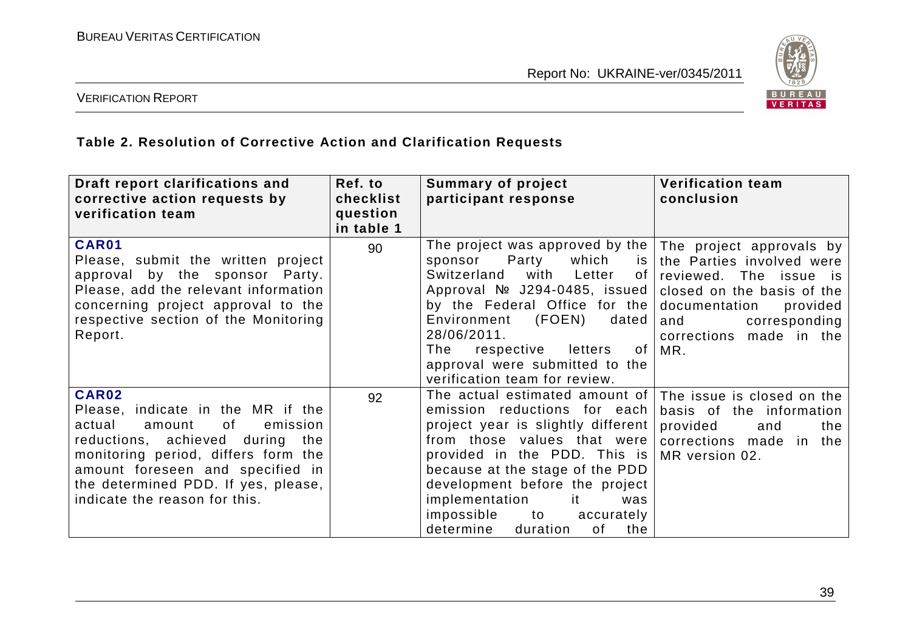### Table 2. Resolution of Corrective Action and Clarification Requests

| Draft report clarifications and corrective action requests by verification team | Ref. to checklist question in table 1 | Summary of project participant response | Verification team conclusion |
|---|---|---|---|
| **CAR01** Please, submit the written project approval by the sponsor Party. Please, add the relevant information concerning project approval to the respective section of the Monitoring Report. | 90 | The project was approved by the sponsor Party which is Switzerland with Letter of Approval № J294-0485, issued by the Federal Office for the Environment (FOEN) dated 28/06/2011. The respective letters of approval were submitted to the verification team for review. | The project approvals by the Parties involved were reviewed. The issue is closed on the basis of the documentation provided and corresponding corrections made in the MR. |
| **CAR02** Please, indicate in the MR if the actual amount of emission reductions, achieved during the monitoring period, differs form the amount foreseen and specified in the determined PDD. If yes, please, indicate the reason for this. | 92 | The actual estimated amount of emission reductions for each project year is slightly different from those values that were provided in the PDD. This is because at the stage of the PDD development before the project implementation it was impossible to accurately determine duration of the | The issue is closed on the basis of the information provided and the corrections made in the MR version 02. |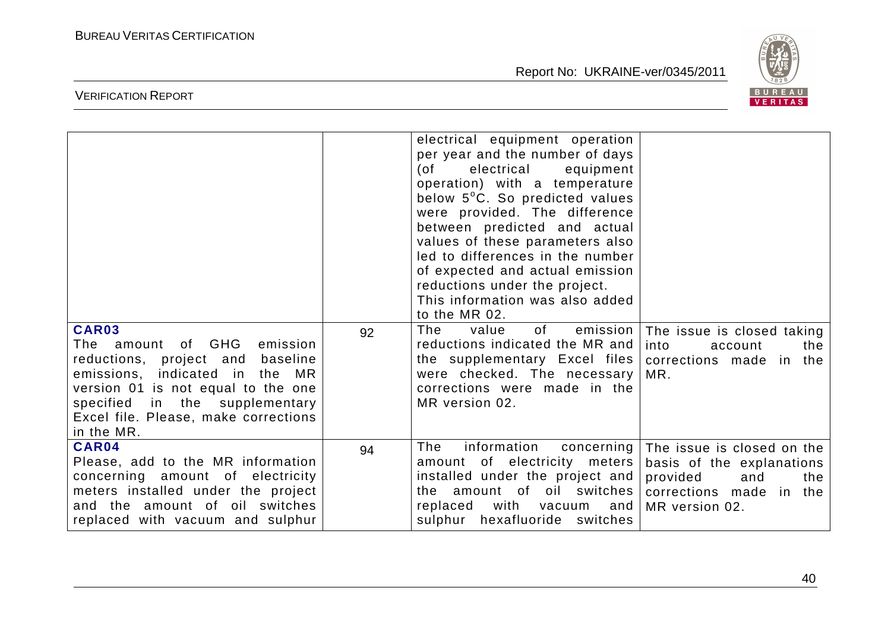| | | | |
|---|---|---|---|
| | | electrical equipment operation per year and the number of days (of electrical equipment operation) with a temperature below 5°C. So predicted values were provided. The difference between predicted and actual values of these parameters also led to differences in the number of expected and actual emission reductions under the project. This information was also added to the MR 02. | |
| **CAR03** The amount of GHG emission reductions, project and baseline emissions, indicated in the MR version 01 is not equal to the one specified in the supplementary Excel file. Please, make corrections in the MR. | 92 | The value of emission reductions indicated the MR and the supplementary Excel files were checked. The necessary corrections were made in the MR version 02. | The issue is closed taking into account the corrections made in the MR. |
| **CAR04** Please, add to the MR information concerning amount of electricity meters installed under the project and the amount of oil switches replaced with vacuum and sulphur | 94 | The information concerning amount of electricity meters installed under the project and the amount of oil switches replaced with vacuum and sulphur hexafluoride switches | The issue is closed on the basis of the explanations provided and the corrections made in the MR version 02. |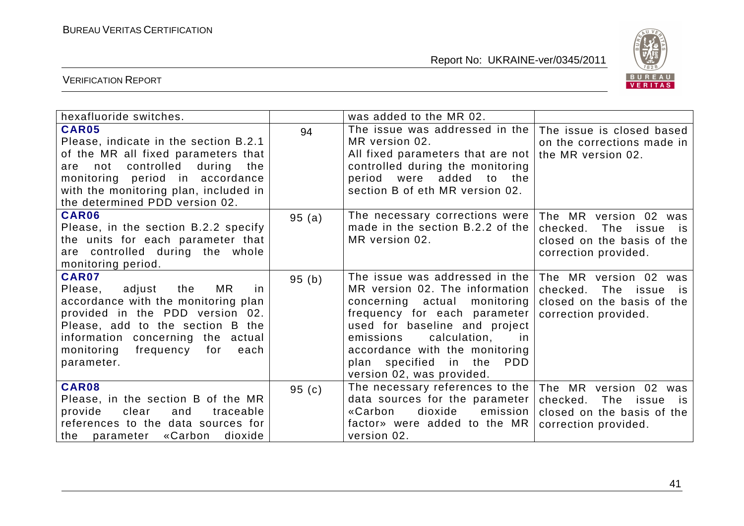| | | | |
|---|---|---|---|
| hexafluoride switches. | | was added to the MR 02. | |
| **CAR05**<br>Please, indicate in the section B.2.1 of the MR all fixed parameters that are not controlled during the monitoring period in accordance with the monitoring plan, included in the determined PDD version 02. | 94 | The issue was addressed in the MR version 02.<br>All fixed parameters that are not controlled during the monitoring period were added to the section B of eth MR version 02. | The issue is closed based on the corrections made in the MR version 02. |
| **CAR06**<br>Please, in the section B.2.2 specify the units for each parameter that are controlled during the whole monitoring period. | 95 (a) | The necessary corrections were made in the section B.2.2 of the MR version 02. | The MR version 02 was checked. The issue is closed on the basis of the correction provided. |
| **CAR07**<br>Please, adjust the MR in accordance with the monitoring plan provided in the PDD version 02. Please, add to the section B the information concerning the actual monitoring frequency for each parameter. | 95 (b) | The issue was addressed in the MR version 02. The information concerning actual monitoring frequency for each parameter used for baseline and project emissions calculation, in accordance with the monitoring plan specified in the PDD version 02, was provided. | The MR version 02 was checked. The issue is closed on the basis of the correction provided. |
| **CAR08**<br>Please, in the section B of the MR provide clear and traceable references to the data sources for the parameter «Carbon dioxide | 95 (c) | The necessary references to the data sources for the parameter «Carbon dioxide emission factor» were added to the MR version 02. | The MR version 02 was checked. The issue is closed on the basis of the correction provided. |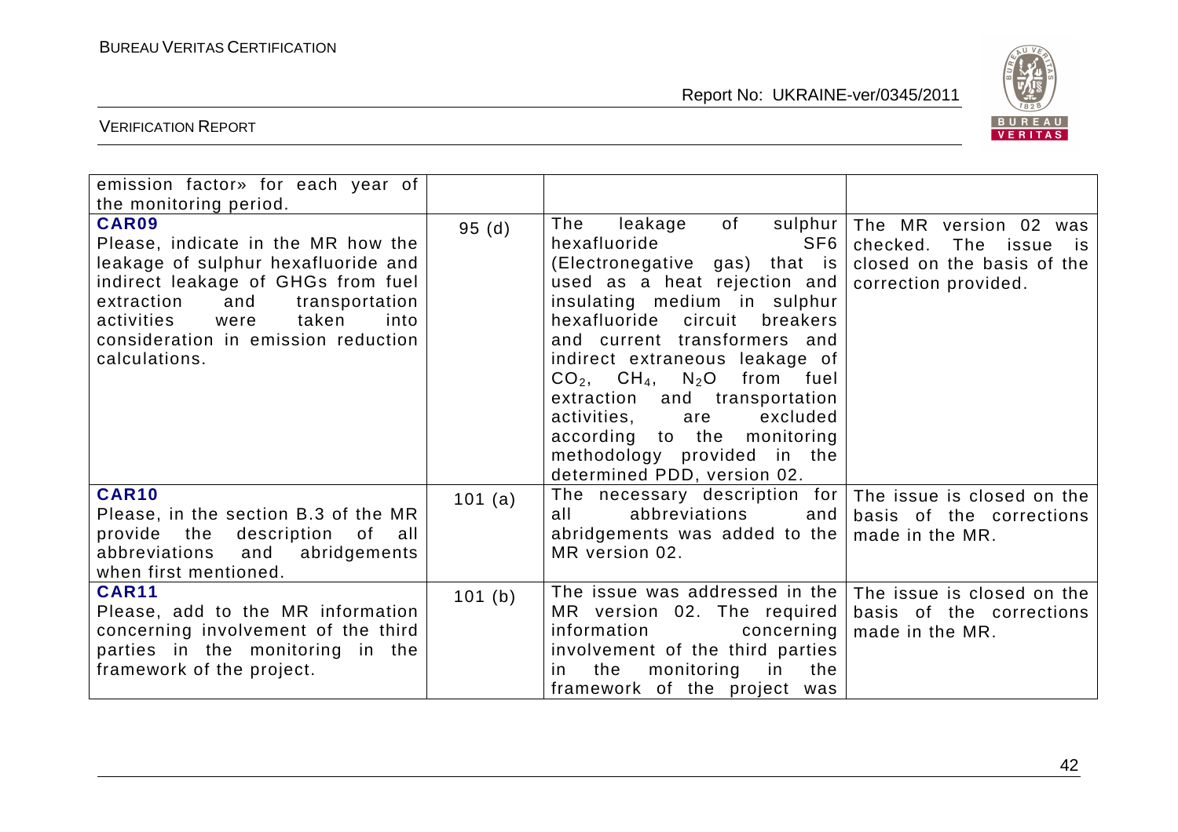| | | | |
|---|---|---|---|
| emission factor» for each year of the monitoring period. | | | |
| **CAR09**<br>Please, indicate in the MR how the leakage of sulphur hexafluoride and indirect leakage of GHGs from fuel extraction and transportation activities were taken into consideration in emission reduction calculations. | 95 (d) | The leakage of sulphur hexafluoride SF6 (Electronegative gas) that is used as a heat rejection and insulating medium in sulphur hexafluoride circuit breakers and current transformers and indirect extraneous leakage of $CO_2$, $CH_4$, $N_2O$ from fuel extraction and transportation activities, are excluded according to the monitoring methodology provided in the determined PDD, version 02. | The MR version 02 was checked. The issue is closed on the basis of the correction provided. |
| **CAR10**<br>Please, in the section B.3 of the MR provide the description of all abbreviations and abridgements when first mentioned. | 101 (a) | The necessary description for all abbreviations and abridgements was added to the MR version 02. | The issue is closed on the basis of the corrections made in the MR. |
| **CAR11**<br>Please, add to the MR information concerning involvement of the third parties in the monitoring in the framework of the project. | 101 (b) | The issue was addressed in the MR version 02. The required information concerning involvement of the third parties in the monitoring in the framework of the project was | The issue is closed on the basis of the corrections made in the MR. |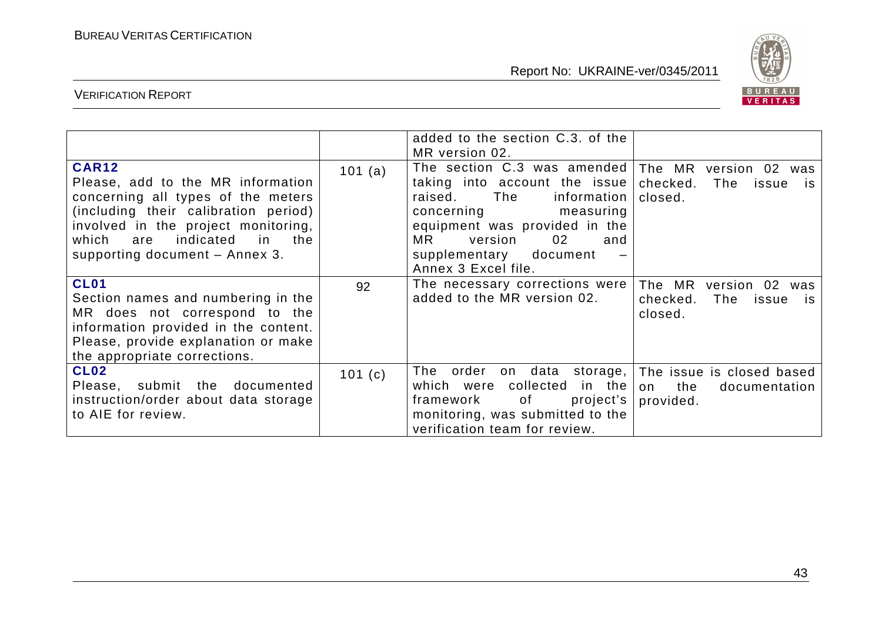| | | | |
|---|---|---|---|
| | | added to the section C.3. of the MR version 02. | |
| **CAR12** Please, add to the MR information concerning all types of the meters (including their calibration period) involved in the project monitoring, which are indicated in the supporting document – Annex 3. | 101 (a) | The section C.3 was amended taking into account the issue raised. The information concerning measuring equipment was provided in the MR version 02 and supplementary document – Annex 3 Excel file. | The MR version 02 was checked. The issue is closed. |
| **CL01** Section names and numbering in the MR does not correspond to the information provided in the content. Please, provide explanation or make the appropriate corrections. | 92 | The necessary corrections were added to the MR version 02. | The MR version 02 was checked. The issue is closed. |
| **CL02** Please, submit the documented instruction/order about data storage to AIE for review. | 101 (c) | The order on data storage, which were collected in the framework of project's monitoring, was submitted to the verification team for review. | The issue is closed based on the documentation provided. |